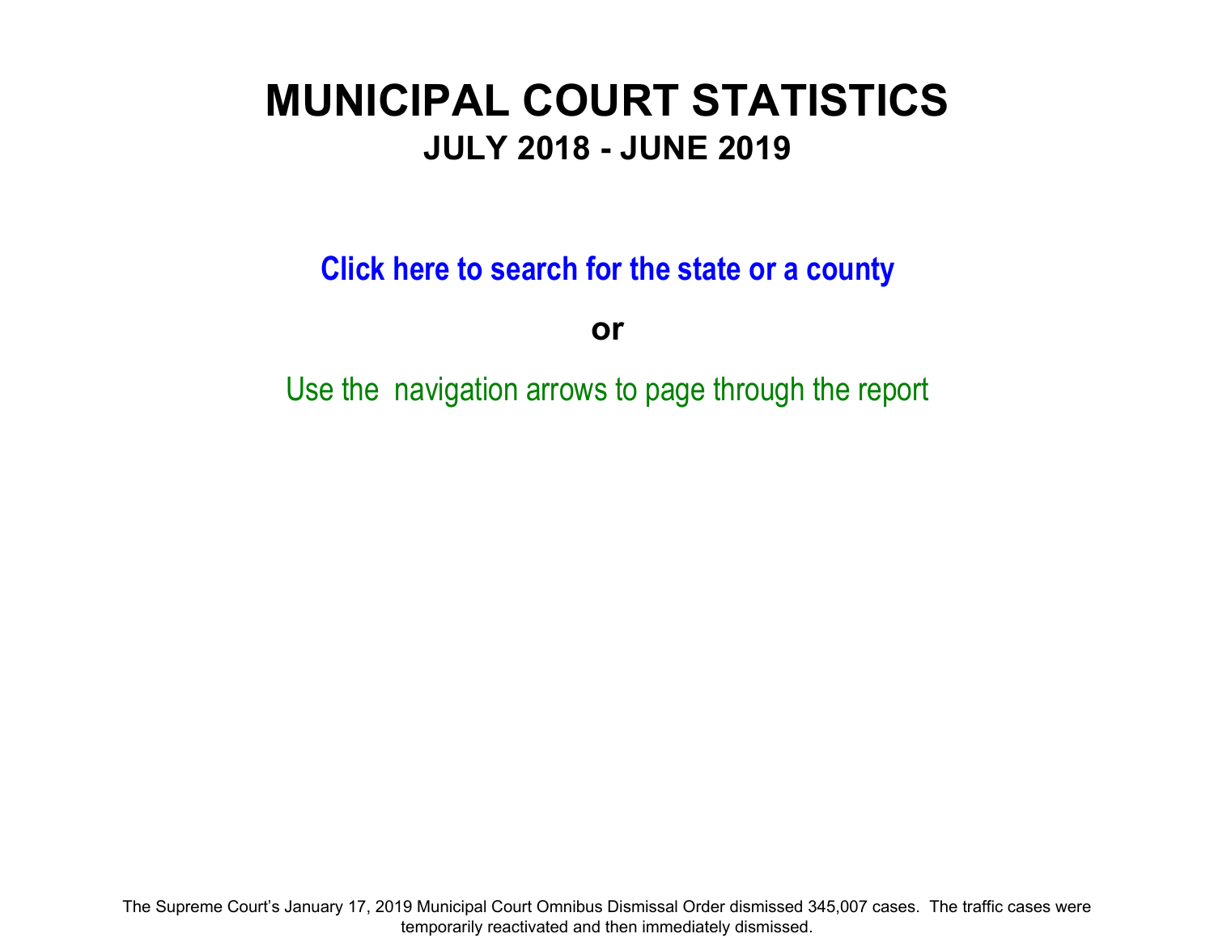# MUNICIPAL COURT STATISTICS

## JULY 2018 - JUNE 2019

**Click here to search for the state or a county**

**or**

Use the navigation arrows to page through the report

The Supreme Court's January 17, 2019 Municipal Court Omnibus Dismissal Order dismissed 345,007 cases. The traffic cases were temporarily reactivated and then immediately dismissed.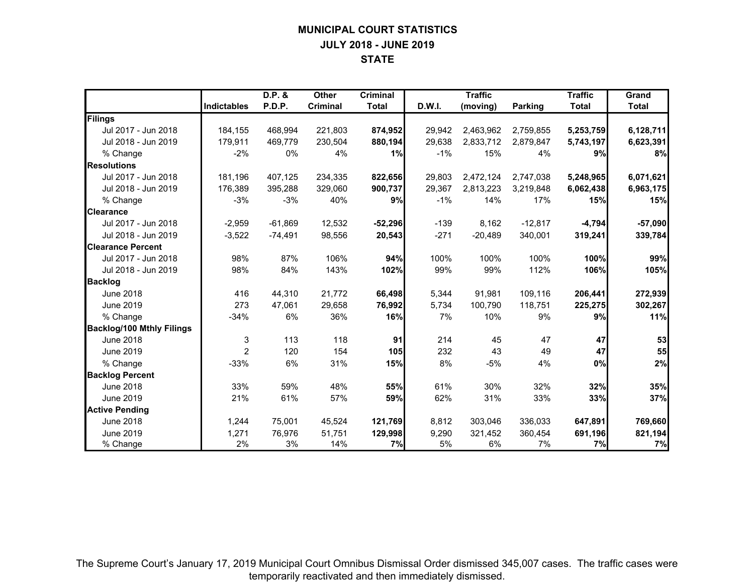# MUNICIPAL COURT STATISTICS
## JULY 2018 - JUNE 2019
## STATE

| | Indictables | D.P. & P.D.P. | Other Criminal | Criminal Total | D.W.I. | Traffic (moving) | Parking | Traffic Total | Grand Total |
|---|---|---|---|---|---|---|---|---|---|
| **Filings** | | | | | | | | | |
| Jul 2017 - Jun 2018 | 184,155 | 468,994 | 221,803 | **874,952** | 29,942 | 2,463,962 | 2,759,855 | **5,253,759** | **6,128,711** |
| Jul 2018 - Jun 2019 | 179,911 | 469,779 | 230,504 | **880,194** | 29,638 | 2,833,712 | 2,879,847 | **5,743,197** | **6,623,391** |
| % Change | -2% | 0% | 4% | **1%** | -1% | 15% | 4% | **9%** | **8%** |
| **Resolutions** | | | | | | | | | |
| Jul 2017 - Jun 2018 | 181,196 | 407,125 | 234,335 | **822,656** | 29,803 | 2,472,124 | 2,747,038 | **5,248,965** | **6,071,621** |
| Jul 2018 - Jun 2019 | 176,389 | 395,288 | 329,060 | **900,737** | 29,367 | 2,813,223 | 3,219,848 | **6,062,438** | **6,963,175** |
| % Change | -3% | -3% | 40% | **9%** | -1% | 14% | 17% | **15%** | **15%** |
| **Clearance** | | | | | | | | | |
| Jul 2017 - Jun 2018 | -2,959 | -61,869 | 12,532 | **-52,296** | -139 | 8,162 | -12,817 | **-4,794** | **-57,090** |
| Jul 2018 - Jun 2019 | -3,522 | -74,491 | 98,556 | **20,543** | -271 | -20,489 | 340,001 | **319,241** | **339,784** |
| **Clearance Percent** | | | | | | | | | |
| Jul 2017 - Jun 2018 | 98% | 87% | 106% | **94%** | 100% | 100% | 100% | **100%** | **99%** |
| Jul 2018 - Jun 2019 | 98% | 84% | 143% | **102%** | 99% | 99% | 112% | **106%** | **105%** |
| **Backlog** | | | | | | | | | |
| June 2018 | 416 | 44,310 | 21,772 | **66,498** | 5,344 | 91,981 | 109,116 | **206,441** | **272,939** |
| June 2019 | 273 | 47,061 | 29,658 | **76,992** | 5,734 | 100,790 | 118,751 | **225,275** | **302,267** |
| % Change | -34% | 6% | 36% | **16%** | 7% | 10% | 9% | **9%** | **11%** |
| **Backlog/100 Mthly Filings** | | | | | | | | | |
| June 2018 | 3 | 113 | 118 | **91** | 214 | 45 | 47 | **47** | **53** |
| June 2019 | 2 | 120 | 154 | **105** | 232 | 43 | 49 | **47** | **55** |
| % Change | -33% | 6% | 31% | **15%** | 8% | -5% | 4% | **0%** | **2%** |
| **Backlog Percent** | | | | | | | | | |
| June 2018 | 33% | 59% | 48% | **55%** | 61% | 30% | 32% | **32%** | **35%** |
| June 2019 | 21% | 61% | 57% | **59%** | 62% | 31% | 33% | **33%** | **37%** |
| **Active Pending** | | | | | | | | | |
| June 2018 | 1,244 | 75,001 | 45,524 | **121,769** | 8,812 | 303,046 | 336,033 | **647,891** | **769,660** |
| June 2019 | 1,271 | 76,976 | 51,751 | **129,998** | 9,290 | 321,452 | 360,454 | **691,196** | **821,194** |
| % Change | 2% | 3% | 14% | **7%** | 5% | 6% | 7% | **7%** | **7%** |

The Supreme Court's January 17, 2019 Municipal Court Omnibus Dismissal Order dismissed 345,007 cases. The traffic cases were temporarily reactivated and then immediately dismissed.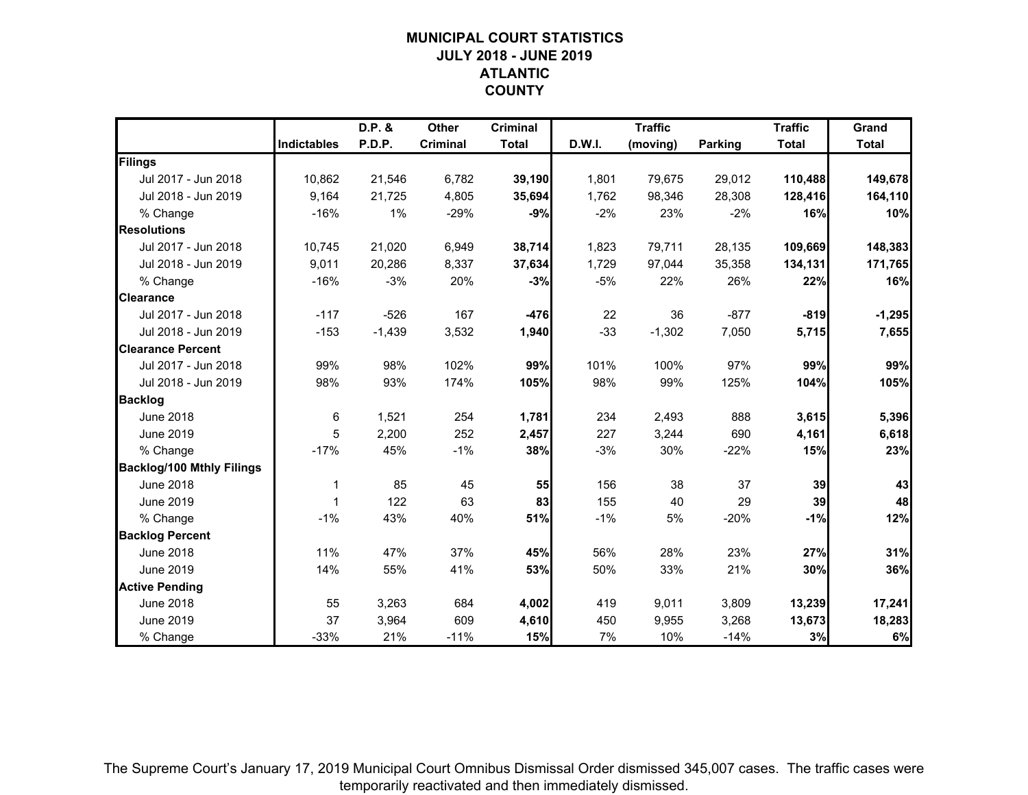# MUNICIPAL COURT STATISTICS
## JULY 2018 - JUNE 2019
## ATLANTIC COUNTY

| | Indictables | D.P. & P.D.P. | Other Criminal | Criminal Total | D.W.I. | Traffic (moving) | Parking | Traffic Total | Grand Total |
|---|---|---|---|---|---|---|---|---|---|
| **Filings** | | | | | | | | | |
| Jul 2017 - Jun 2018 | 10,862 | 21,546 | 6,782 | **39,190** | 1,801 | 79,675 | 29,012 | **110,488** | **149,678** |
| Jul 2018 - Jun 2019 | 9,164 | 21,725 | 4,805 | **35,694** | 1,762 | 98,346 | 28,308 | **128,416** | **164,110** |
| % Change | -16% | 1% | -29% | **-9%** | -2% | 23% | -2% | **16%** | **10%** |
| **Resolutions** | | | | | | | | | |
| Jul 2017 - Jun 2018 | 10,745 | 21,020 | 6,949 | **38,714** | 1,823 | 79,711 | 28,135 | **109,669** | **148,383** |
| Jul 2018 - Jun 2019 | 9,011 | 20,286 | 8,337 | **37,634** | 1,729 | 97,044 | 35,358 | **134,131** | **171,765** |
| % Change | -16% | -3% | 20% | **-3%** | -5% | 22% | 26% | **22%** | **16%** |
| **Clearance** | | | | | | | | | |
| Jul 2017 - Jun 2018 | -117 | -526 | 167 | **-476** | 22 | 36 | -877 | **-819** | **-1,295** |
| Jul 2018 - Jun 2019 | -153 | -1,439 | 3,532 | **1,940** | -33 | -1,302 | 7,050 | **5,715** | **7,655** |
| **Clearance Percent** | | | | | | | | | |
| Jul 2017 - Jun 2018 | 99% | 98% | 102% | **99%** | 101% | 100% | 97% | **99%** | **99%** |
| Jul 2018 - Jun 2019 | 98% | 93% | 174% | **105%** | 98% | 99% | 125% | **104%** | **105%** |
| **Backlog** | | | | | | | | | |
| June 2018 | 6 | 1,521 | 254 | **1,781** | 234 | 2,493 | 888 | **3,615** | **5,396** |
| June 2019 | 5 | 2,200 | 252 | **2,457** | 227 | 3,244 | 690 | **4,161** | **6,618** |
| % Change | -17% | 45% | -1% | **38%** | -3% | 30% | -22% | **15%** | **23%** |
| **Backlog/100 Mthly Filings** | | | | | | | | | |
| June 2018 | 1 | 85 | 45 | **55** | 156 | 38 | 37 | **39** | **43** |
| June 2019 | 1 | 122 | 63 | **83** | 155 | 40 | 29 | **39** | **48** |
| % Change | -1% | 43% | 40% | **51%** | -1% | 5% | -20% | **-1%** | **12%** |
| **Backlog Percent** | | | | | | | | | |
| June 2018 | 11% | 47% | 37% | **45%** | 56% | 28% | 23% | **27%** | **31%** |
| June 2019 | 14% | 55% | 41% | **53%** | 50% | 33% | 21% | **30%** | **36%** |
| **Active Pending** | | | | | | | | | |
| June 2018 | 55 | 3,263 | 684 | **4,002** | 419 | 9,011 | 3,809 | **13,239** | **17,241** |
| June 2019 | 37 | 3,964 | 609 | **4,610** | 450 | 9,955 | 3,268 | **13,673** | **18,283** |
| % Change | -33% | 21% | -11% | **15%** | 7% | 10% | -14% | **3%** | **6%** |

The Supreme Court's January 17, 2019 Municipal Court Omnibus Dismissal Order dismissed 345,007 cases. The traffic cases were temporarily reactivated and then immediately dismissed.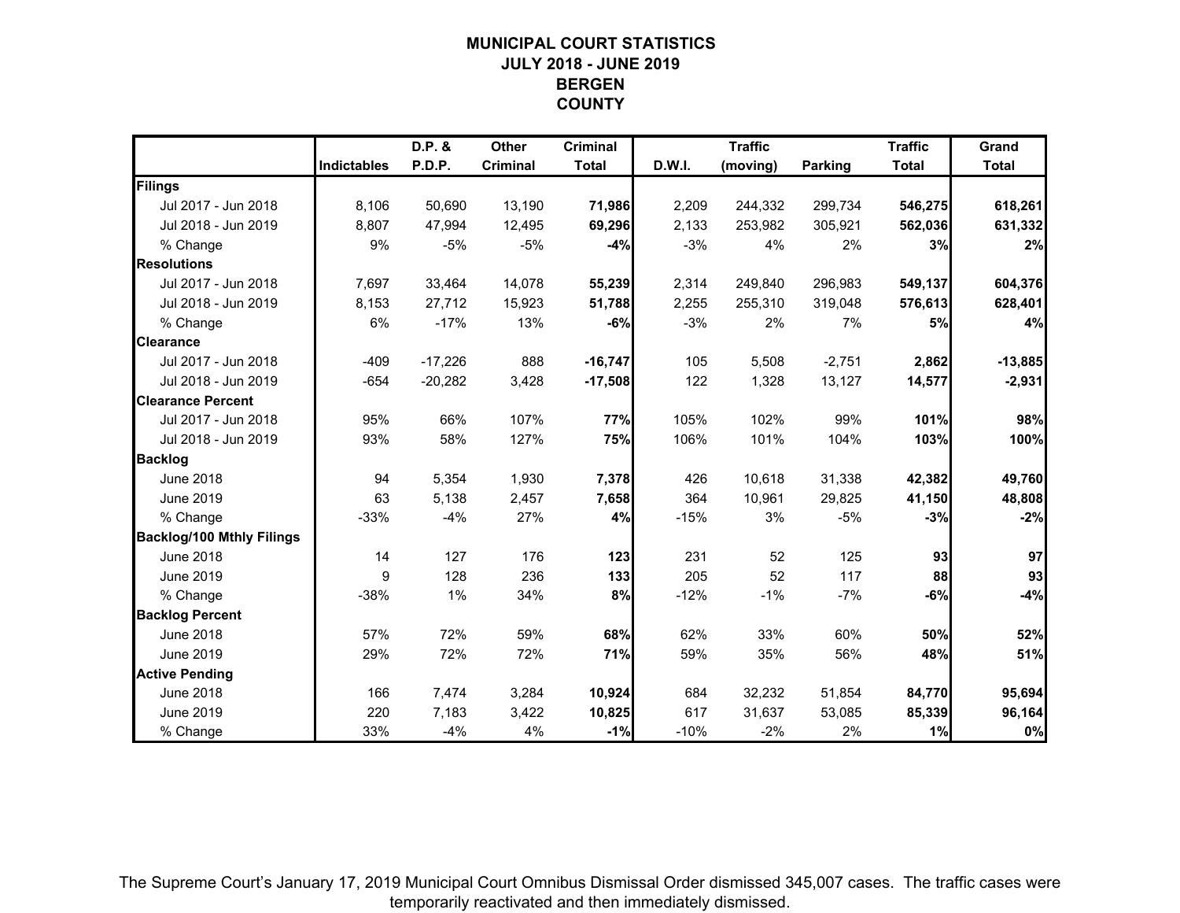# MUNICIPAL COURT STATISTICS
## JULY 2018 - JUNE 2019
## BERGEN COUNTY

| | Indictables | D.P. & P.D.P. | Other Criminal | Criminal Total | D.W.I. | Traffic (moving) | Parking | Traffic Total | Grand Total |
|---|---|---|---|---|---|---|---|---|---|
| **Filings** | | | | | | | | | |
| Jul 2017 - Jun 2018 | 8,106 | 50,690 | 13,190 | **71,986** | 2,209 | 244,332 | 299,734 | **546,275** | **618,261** |
| Jul 2018 - Jun 2019 | 8,807 | 47,994 | 12,495 | **69,296** | 2,133 | 253,982 | 305,921 | **562,036** | **631,332** |
| % Change | 9% | -5% | -5% | **-4%** | -3% | 4% | 2% | **3%** | **2%** |
| **Resolutions** | | | | | | | | | |
| Jul 2017 - Jun 2018 | 7,697 | 33,464 | 14,078 | **55,239** | 2,314 | 249,840 | 296,983 | **549,137** | **604,376** |
| Jul 2018 - Jun 2019 | 8,153 | 27,712 | 15,923 | **51,788** | 2,255 | 255,310 | 319,048 | **576,613** | **628,401** |
| % Change | 6% | -17% | 13% | **-6%** | -3% | 2% | 7% | **5%** | **4%** |
| **Clearance** | | | | | | | | | |
| Jul 2017 - Jun 2018 | -409 | -17,226 | 888 | **-16,747** | 105 | 5,508 | -2,751 | **2,862** | **-13,885** |
| Jul 2018 - Jun 2019 | -654 | -20,282 | 3,428 | **-17,508** | 122 | 1,328 | 13,127 | **14,577** | **-2,931** |
| **Clearance Percent** | | | | | | | | | |
| Jul 2017 - Jun 2018 | 95% | 66% | 107% | **77%** | 105% | 102% | 99% | **101%** | **98%** |
| Jul 2018 - Jun 2019 | 93% | 58% | 127% | **75%** | 106% | 101% | 104% | **103%** | **100%** |
| **Backlog** | | | | | | | | | |
| June 2018 | 94 | 5,354 | 1,930 | **7,378** | 426 | 10,618 | 31,338 | **42,382** | **49,760** |
| June 2019 | 63 | 5,138 | 2,457 | **7,658** | 364 | 10,961 | 29,825 | **41,150** | **48,808** |
| % Change | -33% | -4% | 27% | **4%** | -15% | 3% | -5% | **-3%** | **-2%** |
| **Backlog/100 Mthly Filings** | | | | | | | | | |
| June 2018 | 14 | 127 | 176 | **123** | 231 | 52 | 125 | **93** | **97** |
| June 2019 | 9 | 128 | 236 | **133** | 205 | 52 | 117 | **88** | **93** |
| % Change | -38% | 1% | 34% | **8%** | -12% | -1% | -7% | **-6%** | **-4%** |
| **Backlog Percent** | | | | | | | | | |
| June 2018 | 57% | 72% | 59% | **68%** | 62% | 33% | 60% | **50%** | **52%** |
| June 2019 | 29% | 72% | 72% | **71%** | 59% | 35% | 56% | **48%** | **51%** |
| **Active Pending** | | | | | | | | | |
| June 2018 | 166 | 7,474 | 3,284 | **10,924** | 684 | 32,232 | 51,854 | **84,770** | **95,694** |
| June 2019 | 220 | 7,183 | 3,422 | **10,825** | 617 | 31,637 | 53,085 | **85,339** | **96,164** |
| % Change | 33% | -4% | 4% | **-1%** | -10% | -2% | 2% | **1%** | **0%** |

The Supreme Court's January 17, 2019 Municipal Court Omnibus Dismissal Order dismissed 345,007 cases. The traffic cases were temporarily reactivated and then immediately dismissed.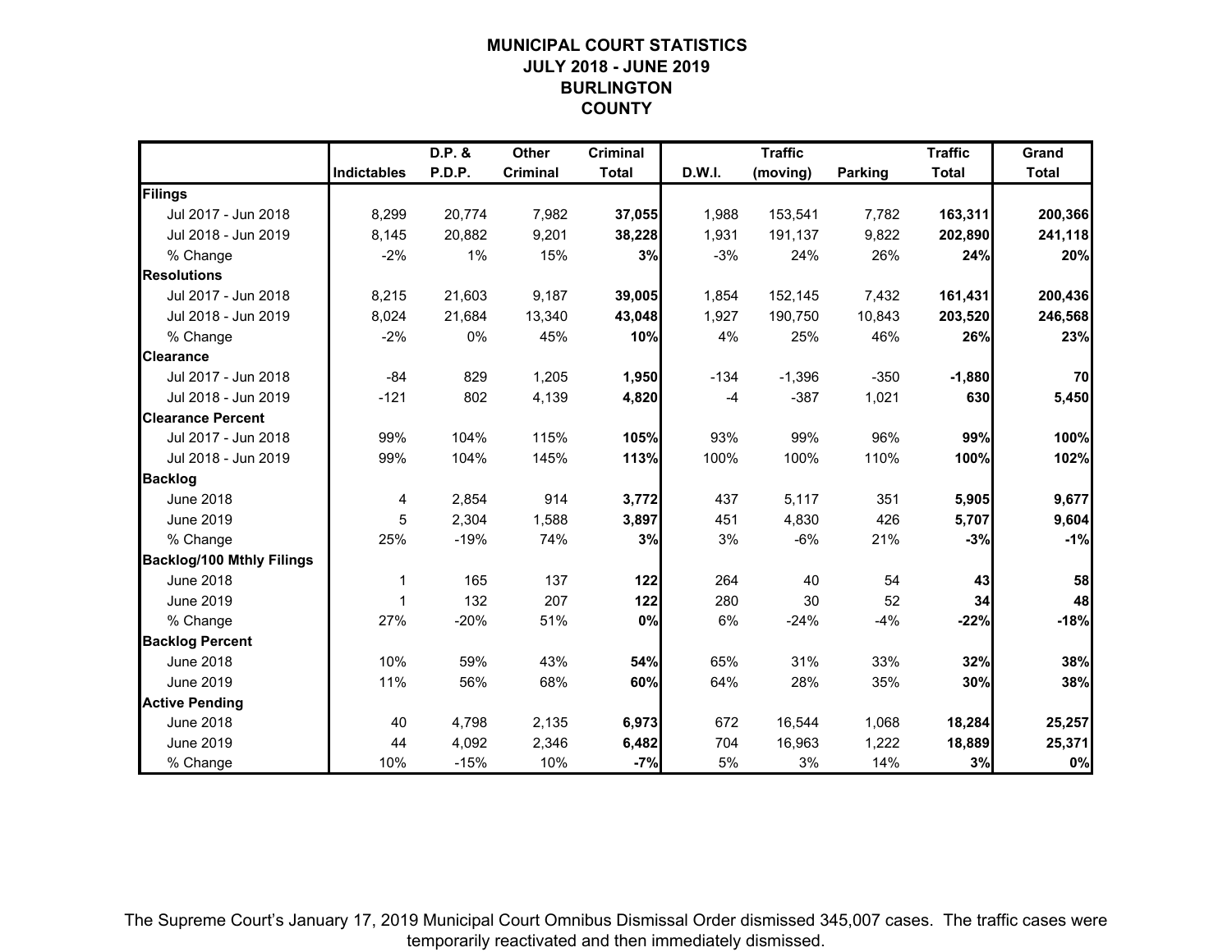# MUNICIPAL COURT STATISTICS
## JULY 2018 - JUNE 2019
## BURLINGTON COUNTY

| | Indictables | D.P. & P.D.P. | Other Criminal | Criminal Total | D.W.I. | Traffic (moving) | Parking | Traffic Total | Grand Total |
|---|---|---|---|---|---|---|---|---|---|
| **Filings** | | | | | | | | | |
| Jul 2017 - Jun 2018 | 8,299 | 20,774 | 7,982 | **37,055** | 1,988 | 153,541 | 7,782 | **163,311** | **200,366** |
| Jul 2018 - Jun 2019 | 8,145 | 20,882 | 9,201 | **38,228** | 1,931 | 191,137 | 9,822 | **202,890** | **241,118** |
| % Change | -2% | 1% | 15% | **3%** | -3% | 24% | 26% | **24%** | **20%** |
| **Resolutions** | | | | | | | | | |
| Jul 2017 - Jun 2018 | 8,215 | 21,603 | 9,187 | **39,005** | 1,854 | 152,145 | 7,432 | **161,431** | **200,436** |
| Jul 2018 - Jun 2019 | 8,024 | 21,684 | 13,340 | **43,048** | 1,927 | 190,750 | 10,843 | **203,520** | **246,568** |
| % Change | -2% | 0% | 45% | **10%** | 4% | 25% | 46% | **26%** | **23%** |
| **Clearance** | | | | | | | | | |
| Jul 2017 - Jun 2018 | -84 | 829 | 1,205 | **1,950** | -134 | -1,396 | -350 | **-1,880** | **70** |
| Jul 2018 - Jun 2019 | -121 | 802 | 4,139 | **4,820** | -4 | -387 | 1,021 | **630** | **5,450** |
| **Clearance Percent** | | | | | | | | | |
| Jul 2017 - Jun 2018 | 99% | 104% | 115% | **105%** | 93% | 99% | 96% | **99%** | **100%** |
| Jul 2018 - Jun 2019 | 99% | 104% | 145% | **113%** | 100% | 100% | 110% | **100%** | **102%** |
| **Backlog** | | | | | | | | | |
| June 2018 | 4 | 2,854 | 914 | **3,772** | 437 | 5,117 | 351 | **5,905** | **9,677** |
| June 2019 | 5 | 2,304 | 1,588 | **3,897** | 451 | 4,830 | 426 | **5,707** | **9,604** |
| % Change | 25% | -19% | 74% | **3%** | 3% | -6% | 21% | **-3%** | **-1%** |
| **Backlog/100 Mthly Filings** | | | | | | | | | |
| June 2018 | 1 | 165 | 137 | **122** | 264 | 40 | 54 | **43** | **58** |
| June 2019 | 1 | 132 | 207 | **122** | 280 | 30 | 52 | **34** | **48** |
| % Change | 27% | -20% | 51% | **0%** | 6% | -24% | -4% | **-22%** | **-18%** |
| **Backlog Percent** | | | | | | | | | |
| June 2018 | 10% | 59% | 43% | **54%** | 65% | 31% | 33% | **32%** | **38%** |
| June 2019 | 11% | 56% | 68% | **60%** | 64% | 28% | 35% | **30%** | **38%** |
| **Active Pending** | | | | | | | | | |
| June 2018 | 40 | 4,798 | 2,135 | **6,973** | 672 | 16,544 | 1,068 | **18,284** | **25,257** |
| June 2019 | 44 | 4,092 | 2,346 | **6,482** | 704 | 16,963 | 1,222 | **18,889** | **25,371** |
| % Change | 10% | -15% | 10% | **-7%** | 5% | 3% | 14% | **3%** | **0%** |

The Supreme Court's January 17, 2019 Municipal Court Omnibus Dismissal Order dismissed 345,007 cases. The traffic cases were temporarily reactivated and then immediately dismissed.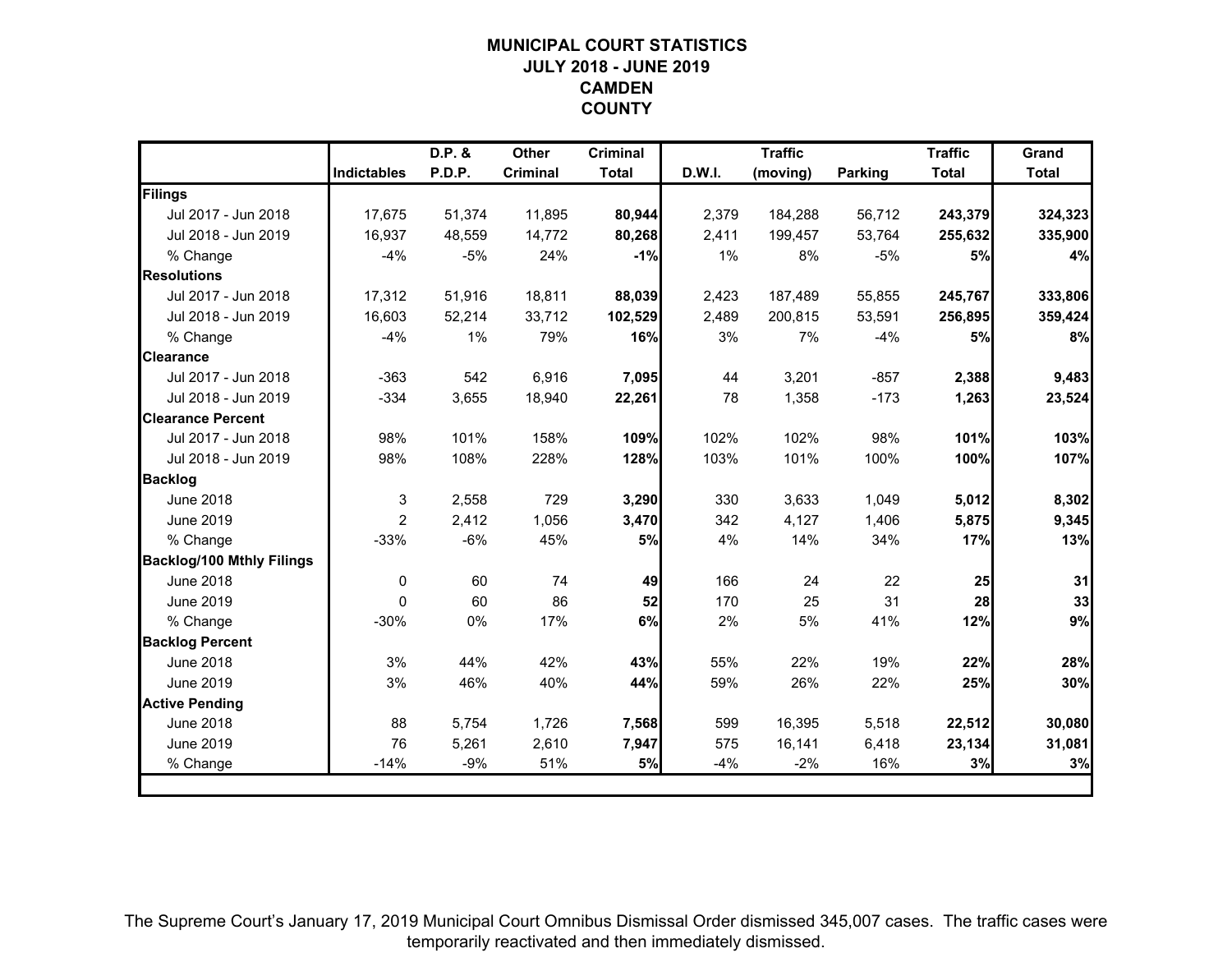# MUNICIPAL COURT STATISTICS
## JULY 2018 - JUNE 2019
## CAMDEN COUNTY

| | Indictables | D.P. & P.D.P. | Other Criminal | Criminal Total | D.W.I. | Traffic (moving) | Parking | Traffic Total | Grand Total |
|---|---|---|---|---|---|---|---|---|---|
| **Filings** | | | | | | | | | |
| Jul 2017 - Jun 2018 | 17,675 | 51,374 | 11,895 | **80,944** | 2,379 | 184,288 | 56,712 | **243,379** | **324,323** |
| Jul 2018 - Jun 2019 | 16,937 | 48,559 | 14,772 | **80,268** | 2,411 | 199,457 | 53,764 | **255,632** | **335,900** |
| % Change | -4% | -5% | 24% | **-1%** | 1% | 8% | -5% | **5%** | **4%** |
| **Resolutions** | | | | | | | | | |
| Jul 2017 - Jun 2018 | 17,312 | 51,916 | 18,811 | **88,039** | 2,423 | 187,489 | 55,855 | **245,767** | **333,806** |
| Jul 2018 - Jun 2019 | 16,603 | 52,214 | 33,712 | **102,529** | 2,489 | 200,815 | 53,591 | **256,895** | **359,424** |
| % Change | -4% | 1% | 79% | **16%** | 3% | 7% | -4% | **5%** | **8%** |
| **Clearance** | | | | | | | | | |
| Jul 2017 - Jun 2018 | -363 | 542 | 6,916 | **7,095** | 44 | 3,201 | -857 | **2,388** | **9,483** |
| Jul 2018 - Jun 2019 | -334 | 3,655 | 18,940 | **22,261** | 78 | 1,358 | -173 | **1,263** | **23,524** |
| **Clearance Percent** | | | | | | | | | |
| Jul 2017 - Jun 2018 | 98% | 101% | 158% | **109%** | 102% | 102% | 98% | **101%** | **103%** |
| Jul 2018 - Jun 2019 | 98% | 108% | 228% | **128%** | 103% | 101% | 100% | **100%** | **107%** |
| **Backlog** | | | | | | | | | |
| June 2018 | 3 | 2,558 | 729 | **3,290** | 330 | 3,633 | 1,049 | **5,012** | **8,302** |
| June 2019 | 2 | 2,412 | 1,056 | **3,470** | 342 | 4,127 | 1,406 | **5,875** | **9,345** |
| % Change | -33% | -6% | 45% | **5%** | 4% | 14% | 34% | **17%** | **13%** |
| **Backlog/100 Mthly Filings** | | | | | | | | | |
| June 2018 | 0 | 60 | 74 | **49** | 166 | 24 | 22 | **25** | **31** |
| June 2019 | 0 | 60 | 86 | **52** | 170 | 25 | 31 | **28** | **33** |
| % Change | -30% | 0% | 17% | **6%** | 2% | 5% | 41% | **12%** | **9%** |
| **Backlog Percent** | | | | | | | | | |
| June 2018 | 3% | 44% | 42% | **43%** | 55% | 22% | 19% | **22%** | **28%** |
| June 2019 | 3% | 46% | 40% | **44%** | 59% | 26% | 22% | **25%** | **30%** |
| **Active Pending** | | | | | | | | | |
| June 2018 | 88 | 5,754 | 1,726 | **7,568** | 599 | 16,395 | 5,518 | **22,512** | **30,080** |
| June 2019 | 76 | 5,261 | 2,610 | **7,947** | 575 | 16,141 | 6,418 | **23,134** | **31,081** |
| % Change | -14% | -9% | 51% | **5%** | -4% | -2% | 16% | **3%** | **3%** |

The Supreme Court's January 17, 2019 Municipal Court Omnibus Dismissal Order dismissed 345,007 cases. The traffic cases were temporarily reactivated and then immediately dismissed.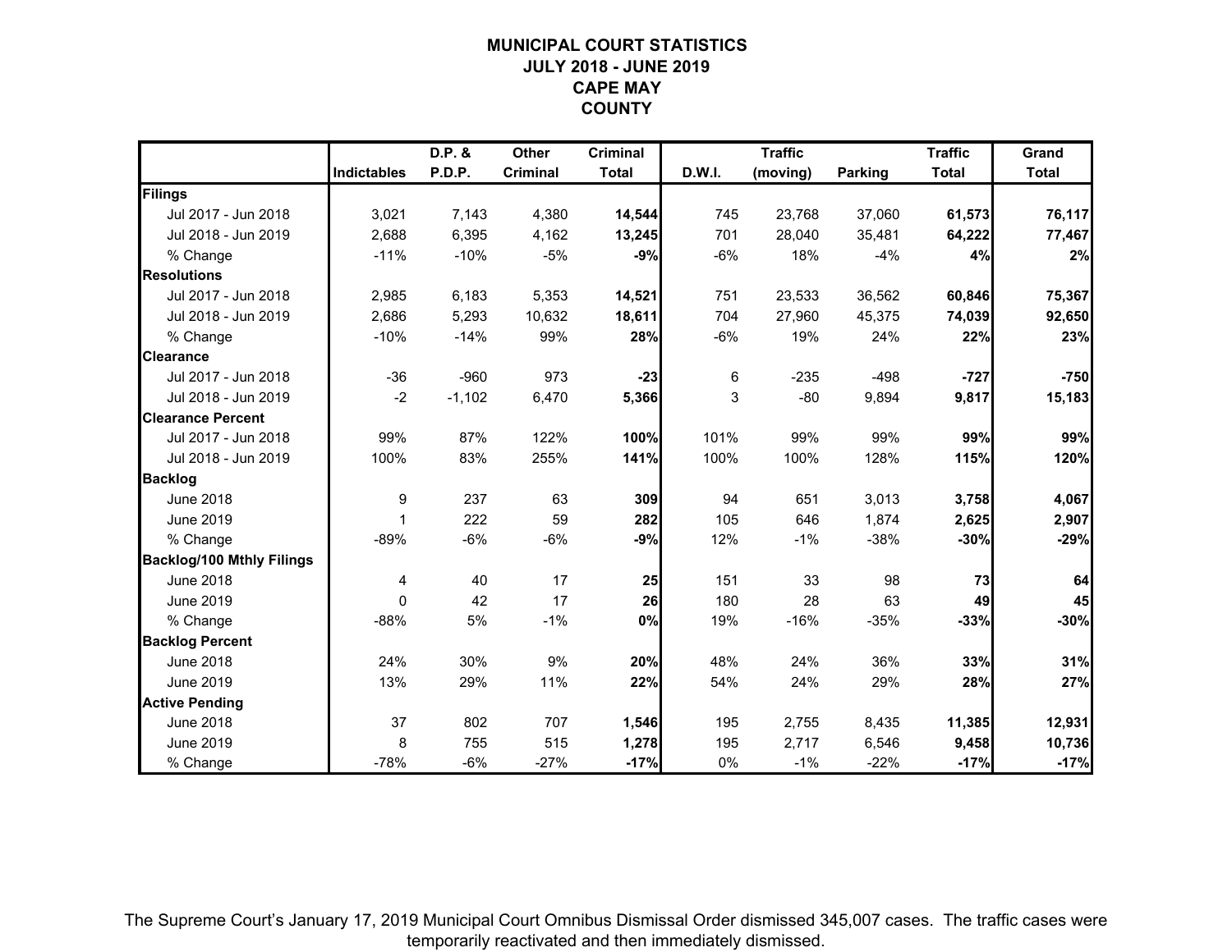# MUNICIPAL COURT STATISTICS
## JULY 2018 - JUNE 2019
## CAPE MAY COUNTY

| | Indictables | D.P. & P.D.P. | Other Criminal | Criminal Total | D.W.I. | Traffic (moving) | Parking | Traffic Total | Grand Total |
|---|---|---|---|---|---|---|---|---|---|
| **Filings** | | | | | | | | | |
| Jul 2017 - Jun 2018 | 3,021 | 7,143 | 4,380 | **14,544** | 745 | 23,768 | 37,060 | **61,573** | **76,117** |
| Jul 2018 - Jun 2019 | 2,688 | 6,395 | 4,162 | **13,245** | 701 | 28,040 | 35,481 | **64,222** | **77,467** |
| % Change | -11% | -10% | -5% | **-9%** | -6% | 18% | -4% | **4%** | **2%** |
| **Resolutions** | | | | | | | | | |
| Jul 2017 - Jun 2018 | 2,985 | 6,183 | 5,353 | **14,521** | 751 | 23,533 | 36,562 | **60,846** | **75,367** |
| Jul 2018 - Jun 2019 | 2,686 | 5,293 | 10,632 | **18,611** | 704 | 27,960 | 45,375 | **74,039** | **92,650** |
| % Change | -10% | -14% | 99% | **28%** | -6% | 19% | 24% | **22%** | **23%** |
| **Clearance** | | | | | | | | | |
| Jul 2017 - Jun 2018 | -36 | -960 | 973 | **-23** | 6 | -235 | -498 | **-727** | **-750** |
| Jul 2018 - Jun 2019 | -2 | -1,102 | 6,470 | **5,366** | 3 | -80 | 9,894 | **9,817** | **15,183** |
| **Clearance Percent** | | | | | | | | | |
| Jul 2017 - Jun 2018 | 99% | 87% | 122% | **100%** | 101% | 99% | 99% | **99%** | **99%** |
| Jul 2018 - Jun 2019 | 100% | 83% | 255% | **141%** | 100% | 100% | 128% | **115%** | **120%** |
| **Backlog** | | | | | | | | | |
| June 2018 | 9 | 237 | 63 | **309** | 94 | 651 | 3,013 | **3,758** | **4,067** |
| June 2019 | 1 | 222 | 59 | **282** | 105 | 646 | 1,874 | **2,625** | **2,907** |
| % Change | -89% | -6% | -6% | **-9%** | 12% | -1% | -38% | **-30%** | **-29%** |
| **Backlog/100 Mthly Filings** | | | | | | | | | |
| June 2018 | 4 | 40 | 17 | **25** | 151 | 33 | 98 | **73** | **64** |
| June 2019 | 0 | 42 | 17 | **26** | 180 | 28 | 63 | **49** | **45** |
| % Change | -88% | 5% | -1% | **0%** | 19% | -16% | -35% | **-33%** | **-30%** |
| **Backlog Percent** | | | | | | | | | |
| June 2018 | 24% | 30% | 9% | **20%** | 48% | 24% | 36% | **33%** | **31%** |
| June 2019 | 13% | 29% | 11% | **22%** | 54% | 24% | 29% | **28%** | **27%** |
| **Active Pending** | | | | | | | | | |
| June 2018 | 37 | 802 | 707 | **1,546** | 195 | 2,755 | 8,435 | **11,385** | **12,931** |
| June 2019 | 8 | 755 | 515 | **1,278** | 195 | 2,717 | 6,546 | **9,458** | **10,736** |
| % Change | -78% | -6% | -27% | **-17%** | 0% | -1% | -22% | **-17%** | **-17%** |

The Supreme Court's January 17, 2019 Municipal Court Omnibus Dismissal Order dismissed 345,007 cases. The traffic cases were temporarily reactivated and then immediately dismissed.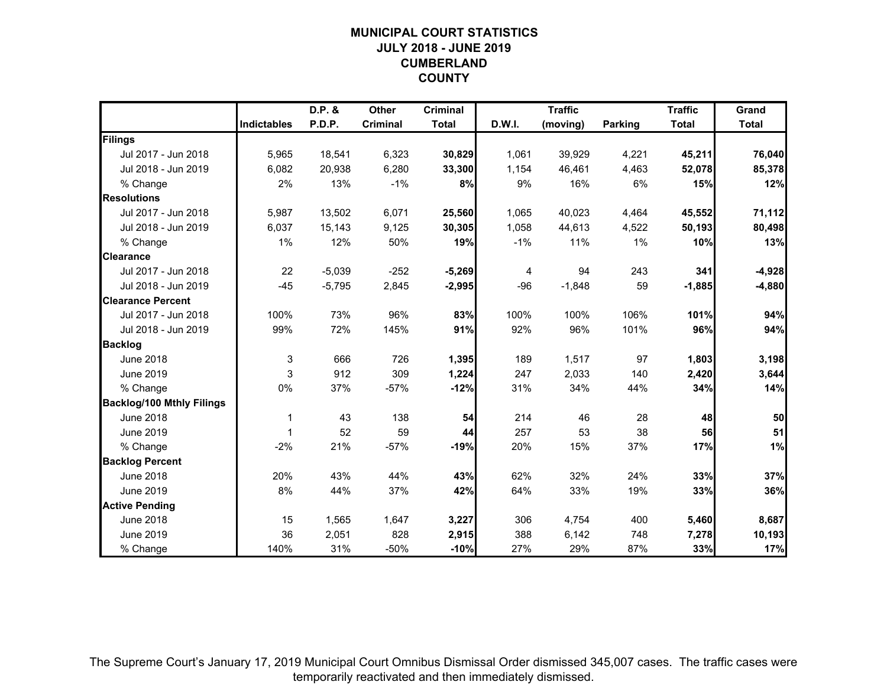# MUNICIPAL COURT STATISTICS
## JULY 2018 - JUNE 2019
## CUMBERLAND COUNTY

| | Indictables | D.P. & P.D.P. | Other Criminal | Criminal Total | D.W.I. | Traffic (moving) | Parking | Traffic Total | Grand Total |
|---|---|---|---|---|---|---|---|---|---|
| **Filings** | | | | | | | | | |
| Jul 2017 - Jun 2018 | 5,965 | 18,541 | 6,323 | **30,829** | 1,061 | 39,929 | 4,221 | **45,211** | **76,040** |
| Jul 2018 - Jun 2019 | 6,082 | 20,938 | 6,280 | **33,300** | 1,154 | 46,461 | 4,463 | **52,078** | **85,378** |
| % Change | 2% | 13% | -1% | **8%** | 9% | 16% | 6% | **15%** | **12%** |
| **Resolutions** | | | | | | | | | |
| Jul 2017 - Jun 2018 | 5,987 | 13,502 | 6,071 | **25,560** | 1,065 | 40,023 | 4,464 | **45,552** | **71,112** |
| Jul 2018 - Jun 2019 | 6,037 | 15,143 | 9,125 | **30,305** | 1,058 | 44,613 | 4,522 | **50,193** | **80,498** |
| % Change | 1% | 12% | 50% | **19%** | -1% | 11% | 1% | **10%** | **13%** |
| **Clearance** | | | | | | | | | |
| Jul 2017 - Jun 2018 | 22 | -5,039 | -252 | **-5,269** | 4 | 94 | 243 | **341** | **-4,928** |
| Jul 2018 - Jun 2019 | -45 | -5,795 | 2,845 | **-2,995** | -96 | -1,848 | 59 | **-1,885** | **-4,880** |
| **Clearance Percent** | | | | | | | | | |
| Jul 2017 - Jun 2018 | 100% | 73% | 96% | **83%** | 100% | 100% | 106% | **101%** | **94%** |
| Jul 2018 - Jun 2019 | 99% | 72% | 145% | **91%** | 92% | 96% | 101% | **96%** | **94%** |
| **Backlog** | | | | | | | | | |
| June 2018 | 3 | 666 | 726 | **1,395** | 189 | 1,517 | 97 | **1,803** | **3,198** |
| June 2019 | 3 | 912 | 309 | **1,224** | 247 | 2,033 | 140 | **2,420** | **3,644** |
| % Change | 0% | 37% | -57% | **-12%** | 31% | 34% | 44% | **34%** | **14%** |
| **Backlog/100 Mthly Filings** | | | | | | | | | |
| June 2018 | 1 | 43 | 138 | **54** | 214 | 46 | 28 | **48** | **50** |
| June 2019 | 1 | 52 | 59 | **44** | 257 | 53 | 38 | **56** | **51** |
| % Change | -2% | 21% | -57% | **-19%** | 20% | 15% | 37% | **17%** | **1%** |
| **Backlog Percent** | | | | | | | | | |
| June 2018 | 20% | 43% | 44% | **43%** | 62% | 32% | 24% | **33%** | **37%** |
| June 2019 | 8% | 44% | 37% | **42%** | 64% | 33% | 19% | **33%** | **36%** |
| **Active Pending** | | | | | | | | | |
| June 2018 | 15 | 1,565 | 1,647 | **3,227** | 306 | 4,754 | 400 | **5,460** | **8,687** |
| June 2019 | 36 | 2,051 | 828 | **2,915** | 388 | 6,142 | 748 | **7,278** | **10,193** |
| % Change | 140% | 31% | -50% | **-10%** | 27% | 29% | 87% | **33%** | **17%** |

The Supreme Court's January 17, 2019 Municipal Court Omnibus Dismissal Order dismissed 345,007 cases. The traffic cases were temporarily reactivated and then immediately dismissed.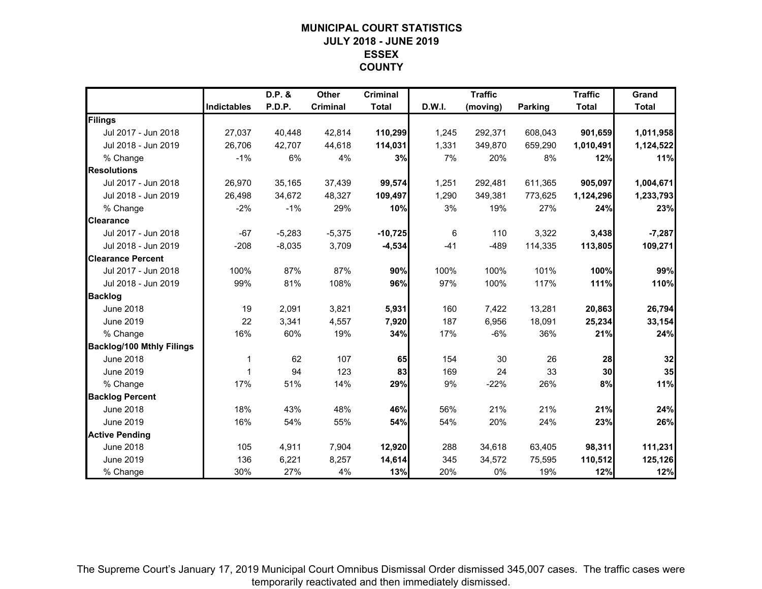# MUNICIPAL COURT STATISTICS
## JULY 2018 - JUNE 2019
## ESSEX
## COUNTY

| | Indictables | D.P. & P.D.P. | Other Criminal | Criminal Total | D.W.I. | Traffic (moving) | Parking | Traffic Total | Grand Total |
|---|---|---|---|---|---|---|---|---|---|
| **Filings** | | | | | | | | | |
| Jul 2017 - Jun 2018 | 27,037 | 40,448 | 42,814 | **110,299** | 1,245 | 292,371 | 608,043 | **901,659** | **1,011,958** |
| Jul 2018 - Jun 2019 | 26,706 | 42,707 | 44,618 | **114,031** | 1,331 | 349,870 | 659,290 | **1,010,491** | **1,124,522** |
| % Change | -1% | 6% | 4% | **3%** | 7% | 20% | 8% | **12%** | **11%** |
| **Resolutions** | | | | | | | | | |
| Jul 2017 - Jun 2018 | 26,970 | 35,165 | 37,439 | **99,574** | 1,251 | 292,481 | 611,365 | **905,097** | **1,004,671** |
| Jul 2018 - Jun 2019 | 26,498 | 34,672 | 48,327 | **109,497** | 1,290 | 349,381 | 773,625 | **1,124,296** | **1,233,793** |
| % Change | -2% | -1% | 29% | **10%** | 3% | 19% | 27% | **24%** | **23%** |
| **Clearance** | | | | | | | | | |
| Jul 2017 - Jun 2018 | -67 | -5,283 | -5,375 | **-10,725** | 6 | 110 | 3,322 | **3,438** | **-7,287** |
| Jul 2018 - Jun 2019 | -208 | -8,035 | 3,709 | **-4,534** | -41 | -489 | 114,335 | **113,805** | **109,271** |
| **Clearance Percent** | | | | | | | | | |
| Jul 2017 - Jun 2018 | 100% | 87% | 87% | **90%** | 100% | 100% | 101% | **100%** | **99%** |
| Jul 2018 - Jun 2019 | 99% | 81% | 108% | **96%** | 97% | 100% | 117% | **111%** | **110%** |
| **Backlog** | | | | | | | | | |
| June 2018 | 19 | 2,091 | 3,821 | **5,931** | 160 | 7,422 | 13,281 | **20,863** | **26,794** |
| June 2019 | 22 | 3,341 | 4,557 | **7,920** | 187 | 6,956 | 18,091 | **25,234** | **33,154** |
| % Change | 16% | 60% | 19% | **34%** | 17% | -6% | 36% | **21%** | **24%** |
| **Backlog/100 Mthly Filings** | | | | | | | | | |
| June 2018 | 1 | 62 | 107 | **65** | 154 | 30 | 26 | **28** | **32** |
| June 2019 | 1 | 94 | 123 | **83** | 169 | 24 | 33 | **30** | **35** |
| % Change | 17% | 51% | 14% | **29%** | 9% | -22% | 26% | **8%** | **11%** |
| **Backlog Percent** | | | | | | | | | |
| June 2018 | 18% | 43% | 48% | **46%** | 56% | 21% | 21% | **21%** | **24%** |
| June 2019 | 16% | 54% | 55% | **54%** | 54% | 20% | 24% | **23%** | **26%** |
| **Active Pending** | | | | | | | | | |
| June 2018 | 105 | 4,911 | 7,904 | **12,920** | 288 | 34,618 | 63,405 | **98,311** | **111,231** |
| June 2019 | 136 | 6,221 | 8,257 | **14,614** | 345 | 34,572 | 75,595 | **110,512** | **125,126** |
| % Change | 30% | 27% | 4% | **13%** | 20% | 0% | 19% | **12%** | **12%** |

The Supreme Court's January 17, 2019 Municipal Court Omnibus Dismissal Order dismissed 345,007 cases. The traffic cases were temporarily reactivated and then immediately dismissed.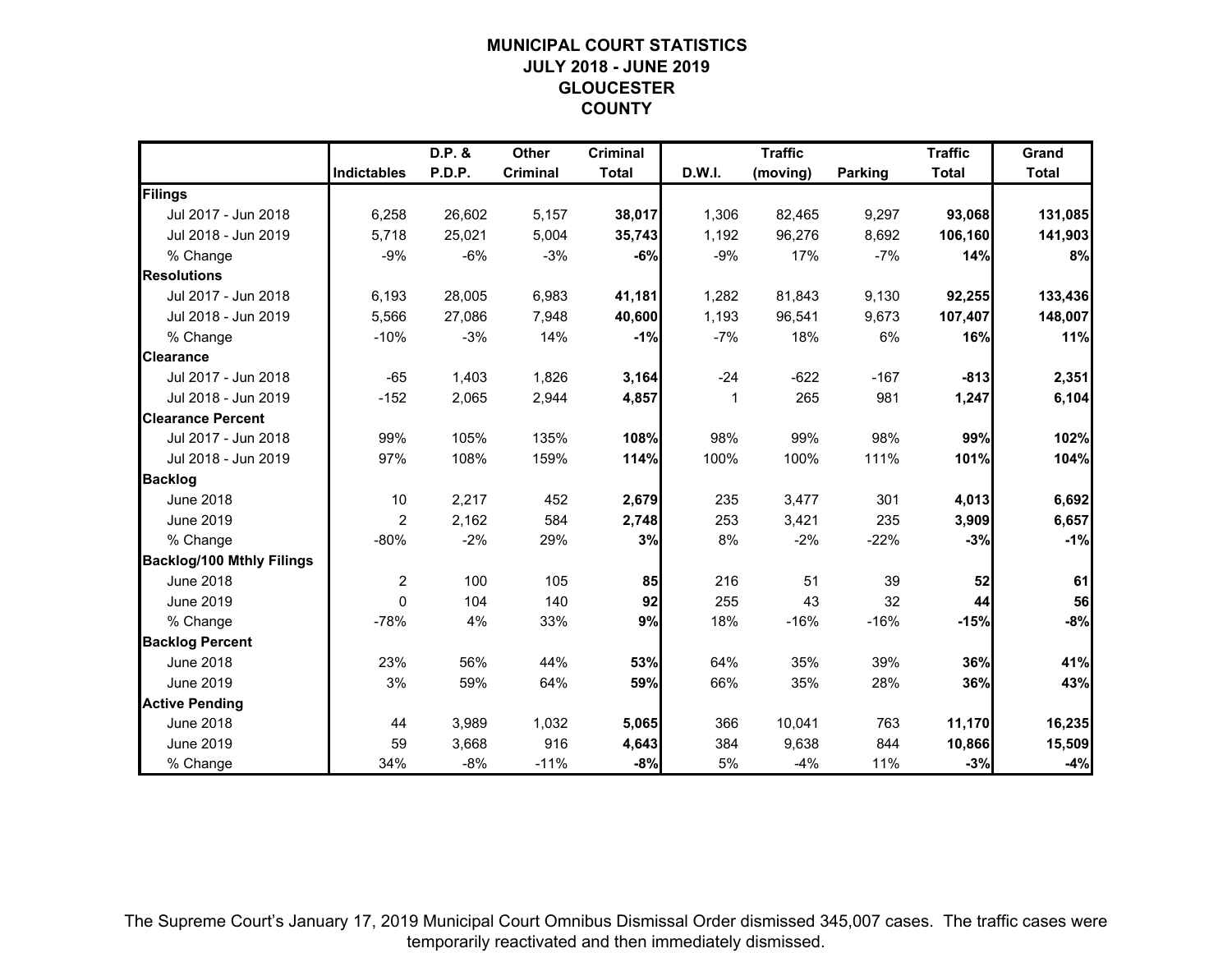# MUNICIPAL COURT STATISTICS
# JULY 2018 - JUNE 2019
# GLOUCESTER
# COUNTY

| | Indictables | D.P. & P.D.P. | Other Criminal | Criminal Total | D.W.I. | Traffic (moving) | Parking | Traffic Total | Grand Total |
|---|---|---|---|---|---|---|---|---|---|
| **Filings** | | | | | | | | | |
| Jul 2017 - Jun 2018 | 6,258 | 26,602 | 5,157 | **38,017** | 1,306 | 82,465 | 9,297 | **93,068** | **131,085** |
| Jul 2018 - Jun 2019 | 5,718 | 25,021 | 5,004 | **35,743** | 1,192 | 96,276 | 8,692 | **106,160** | **141,903** |
| % Change | -9% | -6% | -3% | **-6%** | -9% | 17% | -7% | **14%** | **8%** |
| **Resolutions** | | | | | | | | | |
| Jul 2017 - Jun 2018 | 6,193 | 28,005 | 6,983 | **41,181** | 1,282 | 81,843 | 9,130 | **92,255** | **133,436** |
| Jul 2018 - Jun 2019 | 5,566 | 27,086 | 7,948 | **40,600** | 1,193 | 96,541 | 9,673 | **107,407** | **148,007** |
| % Change | -10% | -3% | 14% | **-1%** | -7% | 18% | 6% | **16%** | **11%** |
| **Clearance** | | | | | | | | | |
| Jul 2017 - Jun 2018 | -65 | 1,403 | 1,826 | **3,164** | -24 | -622 | -167 | **-813** | **2,351** |
| Jul 2018 - Jun 2019 | -152 | 2,065 | 2,944 | **4,857** | 1 | 265 | 981 | **1,247** | **6,104** |
| **Clearance Percent** | | | | | | | | | |
| Jul 2017 - Jun 2018 | 99% | 105% | 135% | **108%** | 98% | 99% | 98% | **99%** | **102%** |
| Jul 2018 - Jun 2019 | 97% | 108% | 159% | **114%** | 100% | 100% | 111% | **101%** | **104%** |
| **Backlog** | | | | | | | | | |
| June 2018 | 10 | 2,217 | 452 | **2,679** | 235 | 3,477 | 301 | **4,013** | **6,692** |
| June 2019 | 2 | 2,162 | 584 | **2,748** | 253 | 3,421 | 235 | **3,909** | **6,657** |
| % Change | -80% | -2% | 29% | **3%** | 8% | -2% | -22% | **-3%** | **-1%** |
| **Backlog/100 Mthly Filings** | | | | | | | | | |
| June 2018 | 2 | 100 | 105 | **85** | 216 | 51 | 39 | **52** | **61** |
| June 2019 | 0 | 104 | 140 | **92** | 255 | 43 | 32 | **44** | **56** |
| % Change | -78% | 4% | 33% | **9%** | 18% | -16% | -16% | **-15%** | **-8%** |
| **Backlog Percent** | | | | | | | | | |
| June 2018 | 23% | 56% | 44% | **53%** | 64% | 35% | 39% | **36%** | **41%** |
| June 2019 | 3% | 59% | 64% | **59%** | 66% | 35% | 28% | **36%** | **43%** |
| **Active Pending** | | | | | | | | | |
| June 2018 | 44 | 3,989 | 1,032 | **5,065** | 366 | 10,041 | 763 | **11,170** | **16,235** |
| June 2019 | 59 | 3,668 | 916 | **4,643** | 384 | 9,638 | 844 | **10,866** | **15,509** |
| % Change | 34% | -8% | -11% | **-8%** | 5% | -4% | 11% | **-3%** | **-4%** |

The Supreme Court's January 17, 2019 Municipal Court Omnibus Dismissal Order dismissed 345,007 cases. The traffic cases were temporarily reactivated and then immediately dismissed.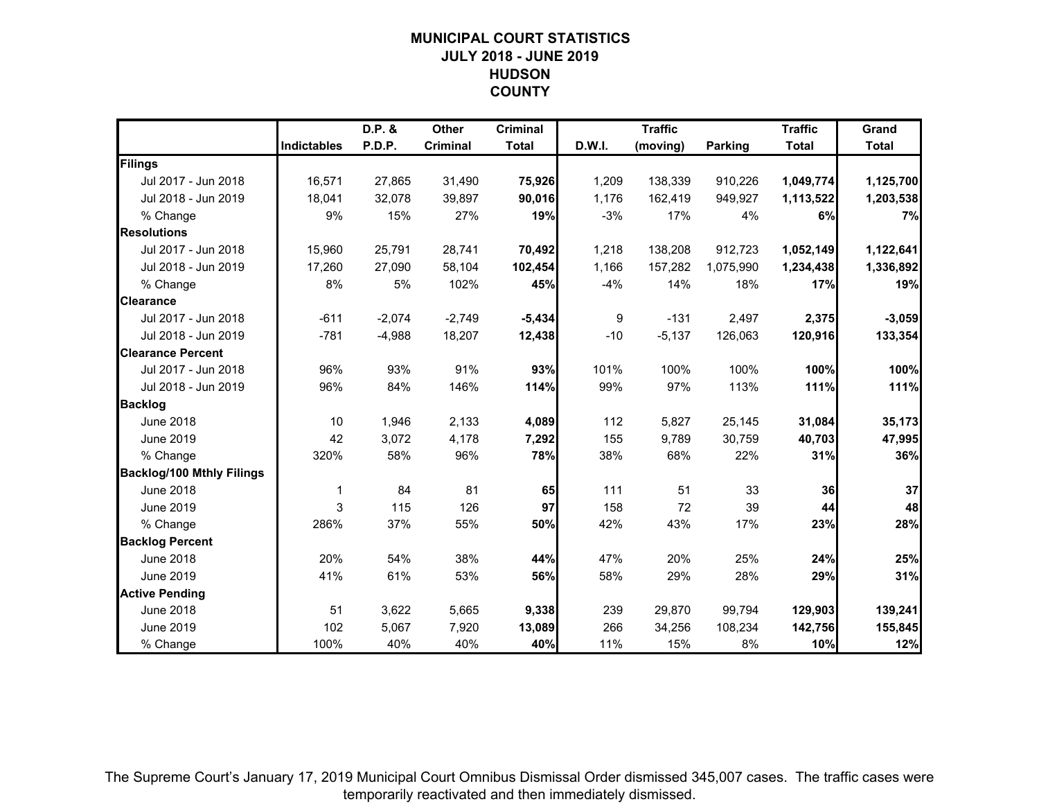# MUNICIPAL COURT STATISTICS
## JULY 2018 - JUNE 2019
## HUDSON COUNTY

| | Indictables | D.P. & P.D.P. | Other Criminal | Criminal Total | D.W.I. | Traffic (moving) | Parking | Traffic Total | Grand Total |
|---|---|---|---|---|---|---|---|---|---|
| **Filings** | | | | | | | | | |
| Jul 2017 - Jun 2018 | 16,571 | 27,865 | 31,490 | **75,926** | 1,209 | 138,339 | 910,226 | **1,049,774** | **1,125,700** |
| Jul 2018 - Jun 2019 | 18,041 | 32,078 | 39,897 | **90,016** | 1,176 | 162,419 | 949,927 | **1,113,522** | **1,203,538** |
| % Change | 9% | 15% | 27% | **19%** | -3% | 17% | 4% | **6%** | **7%** |
| **Resolutions** | | | | | | | | | |
| Jul 2017 - Jun 2018 | 15,960 | 25,791 | 28,741 | **70,492** | 1,218 | 138,208 | 912,723 | **1,052,149** | **1,122,641** |
| Jul 2018 - Jun 2019 | 17,260 | 27,090 | 58,104 | **102,454** | 1,166 | 157,282 | 1,075,990 | **1,234,438** | **1,336,892** |
| % Change | 8% | 5% | 102% | **45%** | -4% | 14% | 18% | **17%** | **19%** |
| **Clearance** | | | | | | | | | |
| Jul 2017 - Jun 2018 | -611 | -2,074 | -2,749 | **-5,434** | 9 | -131 | 2,497 | **2,375** | **-3,059** |
| Jul 2018 - Jun 2019 | -781 | -4,988 | 18,207 | **12,438** | -10 | -5,137 | 126,063 | **120,916** | **133,354** |
| **Clearance Percent** | | | | | | | | | |
| Jul 2017 - Jun 2018 | 96% | 93% | 91% | **93%** | 101% | 100% | 100% | **100%** | **100%** |
| Jul 2018 - Jun 2019 | 96% | 84% | 146% | **114%** | 99% | 97% | 113% | **111%** | **111%** |
| **Backlog** | | | | | | | | | |
| June 2018 | 10 | 1,946 | 2,133 | **4,089** | 112 | 5,827 | 25,145 | **31,084** | **35,173** |
| June 2019 | 42 | 3,072 | 4,178 | **7,292** | 155 | 9,789 | 30,759 | **40,703** | **47,995** |
| % Change | 320% | 58% | 96% | **78%** | 38% | 68% | 22% | **31%** | **36%** |
| **Backlog/100 Mthly Filings** | | | | | | | | | |
| June 2018 | 1 | 84 | 81 | **65** | 111 | 51 | 33 | **36** | **37** |
| June 2019 | 3 | 115 | 126 | **97** | 158 | 72 | 39 | **44** | **48** |
| % Change | 286% | 37% | 55% | **50%** | 42% | 43% | 17% | **23%** | **28%** |
| **Backlog Percent** | | | | | | | | | |
| June 2018 | 20% | 54% | 38% | **44%** | 47% | 20% | 25% | **24%** | **25%** |
| June 2019 | 41% | 61% | 53% | **56%** | 58% | 29% | 28% | **29%** | **31%** |
| **Active Pending** | | | | | | | | | |
| June 2018 | 51 | 3,622 | 5,665 | **9,338** | 239 | 29,870 | 99,794 | **129,903** | **139,241** |
| June 2019 | 102 | 5,067 | 7,920 | **13,089** | 266 | 34,256 | 108,234 | **142,756** | **155,845** |
| % Change | 100% | 40% | 40% | **40%** | 11% | 15% | 8% | **10%** | **12%** |

The Supreme Court's January 17, 2019 Municipal Court Omnibus Dismissal Order dismissed 345,007 cases. The traffic cases were temporarily reactivated and then immediately dismissed.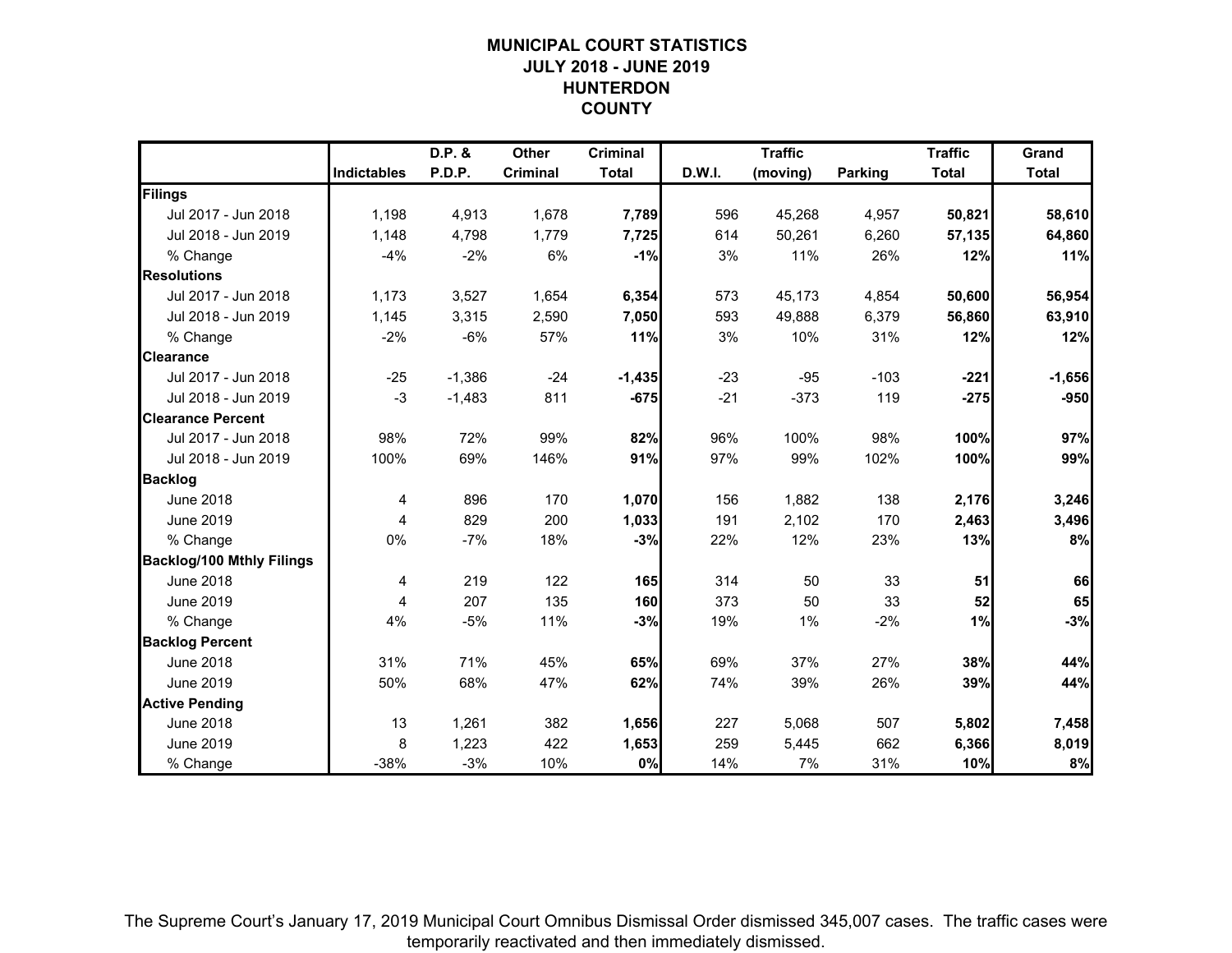# MUNICIPAL COURT STATISTICS
## JULY 2018 - JUNE 2019
## HUNTERDON
## COUNTY

| | Indictables | D.P. & P.D.P. | Other Criminal | Criminal Total | D.W.I. | Traffic (moving) | Parking | Traffic Total | Grand Total |
|---|---|---|---|---|---|---|---|---|---|
| **Filings** | | | | | | | | | |
| Jul 2017 - Jun 2018 | 1,198 | 4,913 | 1,678 | **7,789** | 596 | 45,268 | 4,957 | **50,821** | **58,610** |
| Jul 2018 - Jun 2019 | 1,148 | 4,798 | 1,779 | **7,725** | 614 | 50,261 | 6,260 | **57,135** | **64,860** |
| % Change | -4% | -2% | 6% | **-1%** | 3% | 11% | 26% | **12%** | **11%** |
| **Resolutions** | | | | | | | | | |
| Jul 2017 - Jun 2018 | 1,173 | 3,527 | 1,654 | **6,354** | 573 | 45,173 | 4,854 | **50,600** | **56,954** |
| Jul 2018 - Jun 2019 | 1,145 | 3,315 | 2,590 | **7,050** | 593 | 49,888 | 6,379 | **56,860** | **63,910** |
| % Change | -2% | -6% | 57% | **11%** | 3% | 10% | 31% | **12%** | **12%** |
| **Clearance** | | | | | | | | | |
| Jul 2017 - Jun 2018 | -25 | -1,386 | -24 | **-1,435** | -23 | -95 | -103 | **-221** | **-1,656** |
| Jul 2018 - Jun 2019 | -3 | -1,483 | 811 | **-675** | -21 | -373 | 119 | **-275** | **-950** |
| **Clearance Percent** | | | | | | | | | |
| Jul 2017 - Jun 2018 | 98% | 72% | 99% | **82%** | 96% | 100% | 98% | **100%** | **97%** |
| Jul 2018 - Jun 2019 | 100% | 69% | 146% | **91%** | 97% | 99% | 102% | **100%** | **99%** |
| **Backlog** | | | | | | | | | |
| June 2018 | 4 | 896 | 170 | **1,070** | 156 | 1,882 | 138 | **2,176** | **3,246** |
| June 2019 | 4 | 829 | 200 | **1,033** | 191 | 2,102 | 170 | **2,463** | **3,496** |
| % Change | 0% | -7% | 18% | **-3%** | 22% | 12% | 23% | **13%** | **8%** |
| **Backlog/100 Mthly Filings** | | | | | | | | | |
| June 2018 | 4 | 219 | 122 | **165** | 314 | 50 | 33 | **51** | **66** |
| June 2019 | 4 | 207 | 135 | **160** | 373 | 50 | 33 | **52** | **65** |
| % Change | 4% | -5% | 11% | **-3%** | 19% | 1% | -2% | **1%** | **-3%** |
| **Backlog Percent** | | | | | | | | | |
| June 2018 | 31% | 71% | 45% | **65%** | 69% | 37% | 27% | **38%** | **44%** |
| June 2019 | 50% | 68% | 47% | **62%** | 74% | 39% | 26% | **39%** | **44%** |
| **Active Pending** | | | | | | | | | |
| June 2018 | 13 | 1,261 | 382 | **1,656** | 227 | 5,068 | 507 | **5,802** | **7,458** |
| June 2019 | 8 | 1,223 | 422 | **1,653** | 259 | 5,445 | 662 | **6,366** | **8,019** |
| % Change | -38% | -3% | 10% | **0%** | 14% | 7% | 31% | **10%** | **8%** |

The Supreme Court's January 17, 2019 Municipal Court Omnibus Dismissal Order dismissed 345,007 cases. The traffic cases were temporarily reactivated and then immediately dismissed.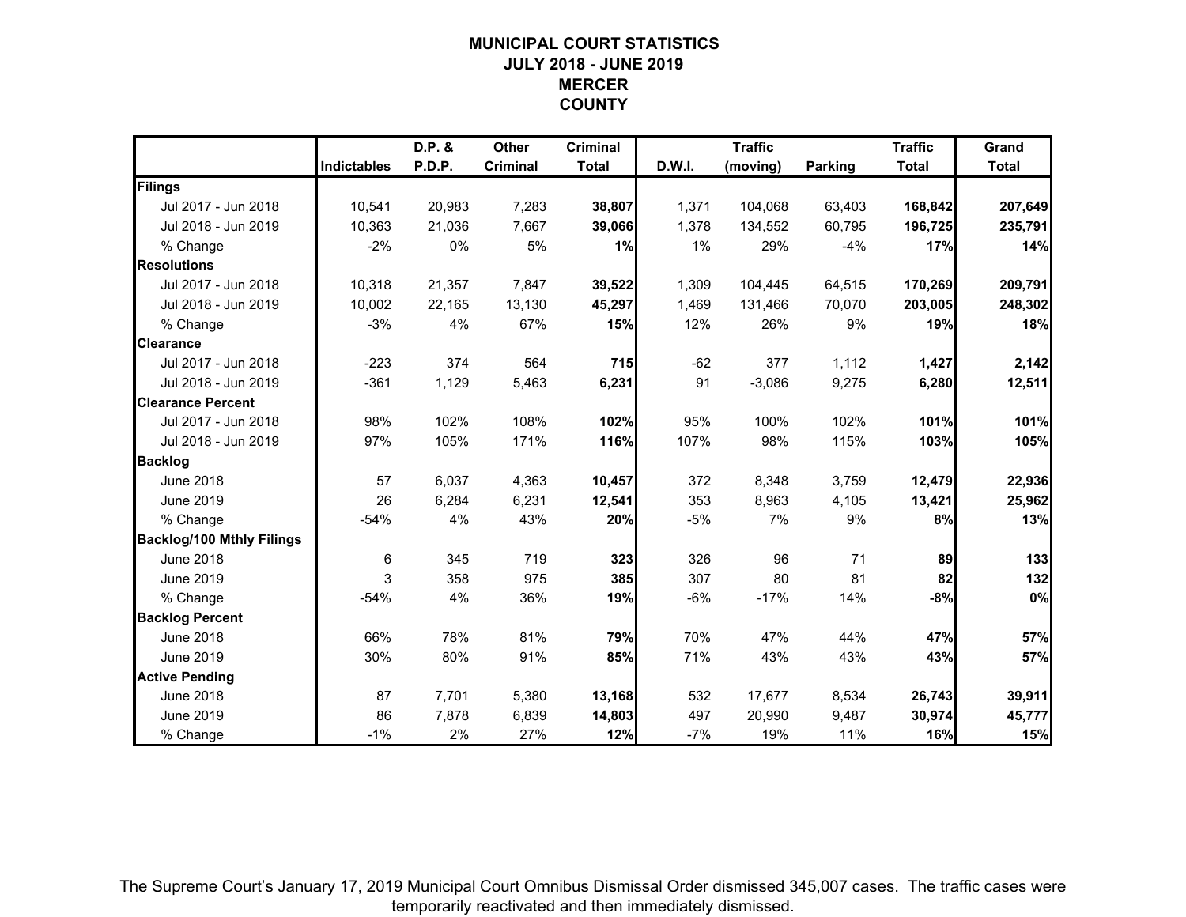# MUNICIPAL COURT STATISTICS
## JULY 2018 - JUNE 2019
## MERCER COUNTY

| | Indictables | D.P. & P.D.P. | Other Criminal | Criminal Total | D.W.I. | Traffic (moving) | Parking | Traffic Total | Grand Total |
|---|---|---|---|---|---|---|---|---|---|
| **Filings** | | | | | | | | | |
| Jul 2017 - Jun 2018 | 10,541 | 20,983 | 7,283 | **38,807** | 1,371 | 104,068 | 63,403 | **168,842** | **207,649** |
| Jul 2018 - Jun 2019 | 10,363 | 21,036 | 7,667 | **39,066** | 1,378 | 134,552 | 60,795 | **196,725** | **235,791** |
| % Change | -2% | 0% | 5% | **1%** | 1% | 29% | -4% | **17%** | **14%** |
| **Resolutions** | | | | | | | | | |
| Jul 2017 - Jun 2018 | 10,318 | 21,357 | 7,847 | **39,522** | 1,309 | 104,445 | 64,515 | **170,269** | **209,791** |
| Jul 2018 - Jun 2019 | 10,002 | 22,165 | 13,130 | **45,297** | 1,469 | 131,466 | 70,070 | **203,005** | **248,302** |
| % Change | -3% | 4% | 67% | **15%** | 12% | 26% | 9% | **19%** | **18%** |
| **Clearance** | | | | | | | | | |
| Jul 2017 - Jun 2018 | -223 | 374 | 564 | **715** | -62 | 377 | 1,112 | **1,427** | **2,142** |
| Jul 2018 - Jun 2019 | -361 | 1,129 | 5,463 | **6,231** | 91 | -3,086 | 9,275 | **6,280** | **12,511** |
| **Clearance Percent** | | | | | | | | | |
| Jul 2017 - Jun 2018 | 98% | 102% | 108% | **102%** | 95% | 100% | 102% | **101%** | **101%** |
| Jul 2018 - Jun 2019 | 97% | 105% | 171% | **116%** | 107% | 98% | 115% | **103%** | **105%** |
| **Backlog** | | | | | | | | | |
| June 2018 | 57 | 6,037 | 4,363 | **10,457** | 372 | 8,348 | 3,759 | **12,479** | **22,936** |
| June 2019 | 26 | 6,284 | 6,231 | **12,541** | 353 | 8,963 | 4,105 | **13,421** | **25,962** |
| % Change | -54% | 4% | 43% | **20%** | -5% | 7% | 9% | **8%** | **13%** |
| **Backlog/100 Mthly Filings** | | | | | | | | | |
| June 2018 | 6 | 345 | 719 | **323** | 326 | 96 | 71 | **89** | **133** |
| June 2019 | 3 | 358 | 975 | **385** | 307 | 80 | 81 | **82** | **132** |
| % Change | -54% | 4% | 36% | **19%** | -6% | -17% | 14% | **-8%** | **0%** |
| **Backlog Percent** | | | | | | | | | |
| June 2018 | 66% | 78% | 81% | **79%** | 70% | 47% | 44% | **47%** | **57%** |
| June 2019 | 30% | 80% | 91% | **85%** | 71% | 43% | 43% | **43%** | **57%** |
| **Active Pending** | | | | | | | | | |
| June 2018 | 87 | 7,701 | 5,380 | **13,168** | 532 | 17,677 | 8,534 | **26,743** | **39,911** |
| June 2019 | 86 | 7,878 | 6,839 | **14,803** | 497 | 20,990 | 9,487 | **30,974** | **45,777** |
| % Change | -1% | 2% | 27% | **12%** | -7% | 19% | 11% | **16%** | **15%** |

The Supreme Court's January 17, 2019 Municipal Court Omnibus Dismissal Order dismissed 345,007 cases. The traffic cases were temporarily reactivated and then immediately dismissed.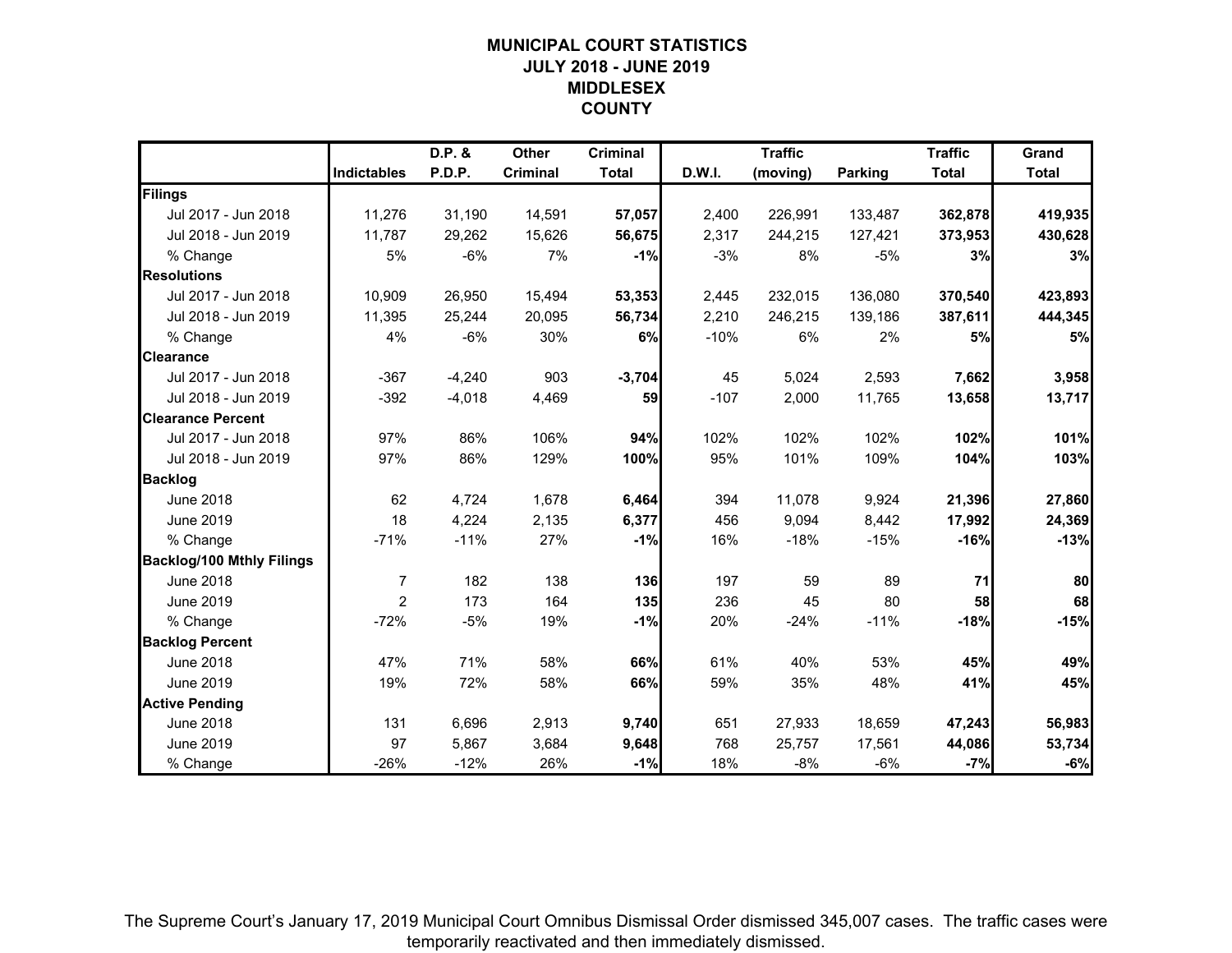# MUNICIPAL COURT STATISTICS
# JULY 2018 - JUNE 2019
# MIDDLESEX
# COUNTY

| | Indictables | D.P. & P.D.P. | Other Criminal | Criminal Total | D.W.I. | Traffic (moving) | Parking | Traffic Total | Grand Total |
|---|---|---|---|---|---|---|---|---|---|
| **Filings** | | | | | | | | | |
| Jul 2017 - Jun 2018 | 11,276 | 31,190 | 14,591 | **57,057** | 2,400 | 226,991 | 133,487 | **362,878** | **419,935** |
| Jul 2018 - Jun 2019 | 11,787 | 29,262 | 15,626 | **56,675** | 2,317 | 244,215 | 127,421 | **373,953** | **430,628** |
| % Change | 5% | -6% | 7% | **-1%** | -3% | 8% | -5% | **3%** | **3%** |
| **Resolutions** | | | | | | | | | |
| Jul 2017 - Jun 2018 | 10,909 | 26,950 | 15,494 | **53,353** | 2,445 | 232,015 | 136,080 | **370,540** | **423,893** |
| Jul 2018 - Jun 2019 | 11,395 | 25,244 | 20,095 | **56,734** | 2,210 | 246,215 | 139,186 | **387,611** | **444,345** |
| % Change | 4% | -6% | 30% | **6%** | -10% | 6% | 2% | **5%** | **5%** |
| **Clearance** | | | | | | | | | |
| Jul 2017 - Jun 2018 | -367 | -4,240 | 903 | **-3,704** | 45 | 5,024 | 2,593 | **7,662** | **3,958** |
| Jul 2018 - Jun 2019 | -392 | -4,018 | 4,469 | **59** | -107 | 2,000 | 11,765 | **13,658** | **13,717** |
| **Clearance Percent** | | | | | | | | | |
| Jul 2017 - Jun 2018 | 97% | 86% | 106% | **94%** | 102% | 102% | 102% | **102%** | **101%** |
| Jul 2018 - Jun 2019 | 97% | 86% | 129% | **100%** | 95% | 101% | 109% | **104%** | **103%** |
| **Backlog** | | | | | | | | | |
| June 2018 | 62 | 4,724 | 1,678 | **6,464** | 394 | 11,078 | 9,924 | **21,396** | **27,860** |
| June 2019 | 18 | 4,224 | 2,135 | **6,377** | 456 | 9,094 | 8,442 | **17,992** | **24,369** |
| % Change | -71% | -11% | 27% | **-1%** | 16% | -18% | -15% | **-16%** | **-13%** |
| **Backlog/100 Mthly Filings** | | | | | | | | | |
| June 2018 | 7 | 182 | 138 | **136** | 197 | 59 | 89 | **71** | **80** |
| June 2019 | 2 | 173 | 164 | **135** | 236 | 45 | 80 | **58** | **68** |
| % Change | -72% | -5% | 19% | **-1%** | 20% | -24% | -11% | **-18%** | **-15%** |
| **Backlog Percent** | | | | | | | | | |
| June 2018 | 47% | 71% | 58% | **66%** | 61% | 40% | 53% | **45%** | **49%** |
| June 2019 | 19% | 72% | 58% | **66%** | 59% | 35% | 48% | **41%** | **45%** |
| **Active Pending** | | | | | | | | | |
| June 2018 | 131 | 6,696 | 2,913 | **9,740** | 651 | 27,933 | 18,659 | **47,243** | **56,983** |
| June 2019 | 97 | 5,867 | 3,684 | **9,648** | 768 | 25,757 | 17,561 | **44,086** | **53,734** |
| % Change | -26% | -12% | 26% | **-1%** | 18% | -8% | -6% | **-7%** | **-6%** |

The Supreme Court's January 17, 2019 Municipal Court Omnibus Dismissal Order dismissed 345,007 cases. The traffic cases were temporarily reactivated and then immediately dismissed.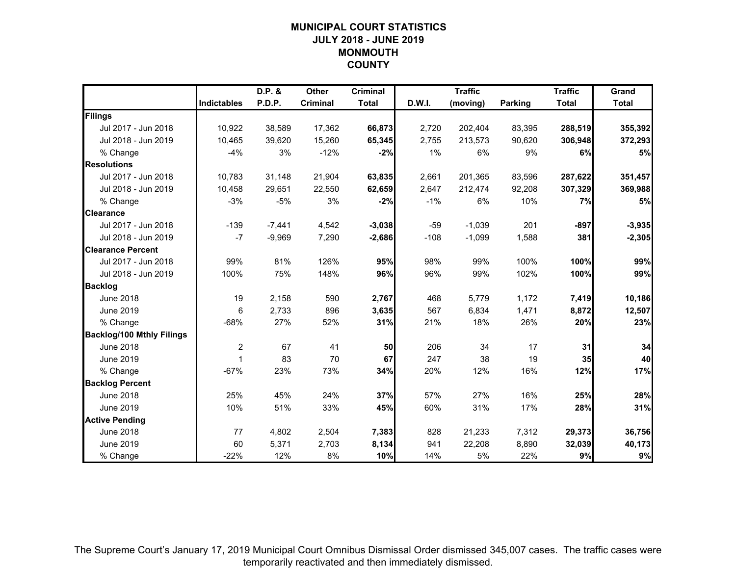# MUNICIPAL COURT STATISTICS
## JULY 2018 - JUNE 2019
## MONMOUTH COUNTY

| | Indictables | D.P. & P.D.P. | Other Criminal | Criminal Total | D.W.I. | Traffic (moving) | Parking | Traffic Total | Grand Total |
|---|---|---|---|---|---|---|---|---|---|
| **Filings** | | | | | | | | | |
| Jul 2017 - Jun 2018 | 10,922 | 38,589 | 17,362 | **66,873** | 2,720 | 202,404 | 83,395 | **288,519** | **355,392** |
| Jul 2018 - Jun 2019 | 10,465 | 39,620 | 15,260 | **65,345** | 2,755 | 213,573 | 90,620 | **306,948** | **372,293** |
| % Change | -4% | 3% | -12% | **-2%** | 1% | 6% | 9% | **6%** | **5%** |
| **Resolutions** | | | | | | | | | |
| Jul 2017 - Jun 2018 | 10,783 | 31,148 | 21,904 | **63,835** | 2,661 | 201,365 | 83,596 | **287,622** | **351,457** |
| Jul 2018 - Jun 2019 | 10,458 | 29,651 | 22,550 | **62,659** | 2,647 | 212,474 | 92,208 | **307,329** | **369,988** |
| % Change | -3% | -5% | 3% | **-2%** | -1% | 6% | 10% | **7%** | **5%** |
| **Clearance** | | | | | | | | | |
| Jul 2017 - Jun 2018 | -139 | -7,441 | 4,542 | **-3,038** | -59 | -1,039 | 201 | **-897** | **-3,935** |
| Jul 2018 - Jun 2019 | -7 | -9,969 | 7,290 | **-2,686** | -108 | -1,099 | 1,588 | **381** | **-2,305** |
| **Clearance Percent** | | | | | | | | | |
| Jul 2017 - Jun 2018 | 99% | 81% | 126% | **95%** | 98% | 99% | 100% | **100%** | **99%** |
| Jul 2018 - Jun 2019 | 100% | 75% | 148% | **96%** | 96% | 99% | 102% | **100%** | **99%** |
| **Backlog** | | | | | | | | | |
| June 2018 | 19 | 2,158 | 590 | **2,767** | 468 | 5,779 | 1,172 | **7,419** | **10,186** |
| June 2019 | 6 | 2,733 | 896 | **3,635** | 567 | 6,834 | 1,471 | **8,872** | **12,507** |
| % Change | -68% | 27% | 52% | **31%** | 21% | 18% | 26% | **20%** | **23%** |
| **Backlog/100 Mthly Filings** | | | | | | | | | |
| June 2018 | 2 | 67 | 41 | **50** | 206 | 34 | 17 | **31** | **34** |
| June 2019 | 1 | 83 | 70 | **67** | 247 | 38 | 19 | **35** | **40** |
| % Change | -67% | 23% | 73% | **34%** | 20% | 12% | 16% | **12%** | **17%** |
| **Backlog Percent** | | | | | | | | | |
| June 2018 | 25% | 45% | 24% | **37%** | 57% | 27% | 16% | **25%** | **28%** |
| June 2019 | 10% | 51% | 33% | **45%** | 60% | 31% | 17% | **28%** | **31%** |
| **Active Pending** | | | | | | | | | |
| June 2018 | 77 | 4,802 | 2,504 | **7,383** | 828 | 21,233 | 7,312 | **29,373** | **36,756** |
| June 2019 | 60 | 5,371 | 2,703 | **8,134** | 941 | 22,208 | 8,890 | **32,039** | **40,173** |
| % Change | -22% | 12% | 8% | **10%** | 14% | 5% | 22% | **9%** | **9%** |

The Supreme Court's January 17, 2019 Municipal Court Omnibus Dismissal Order dismissed 345,007 cases. The traffic cases were temporarily reactivated and then immediately dismissed.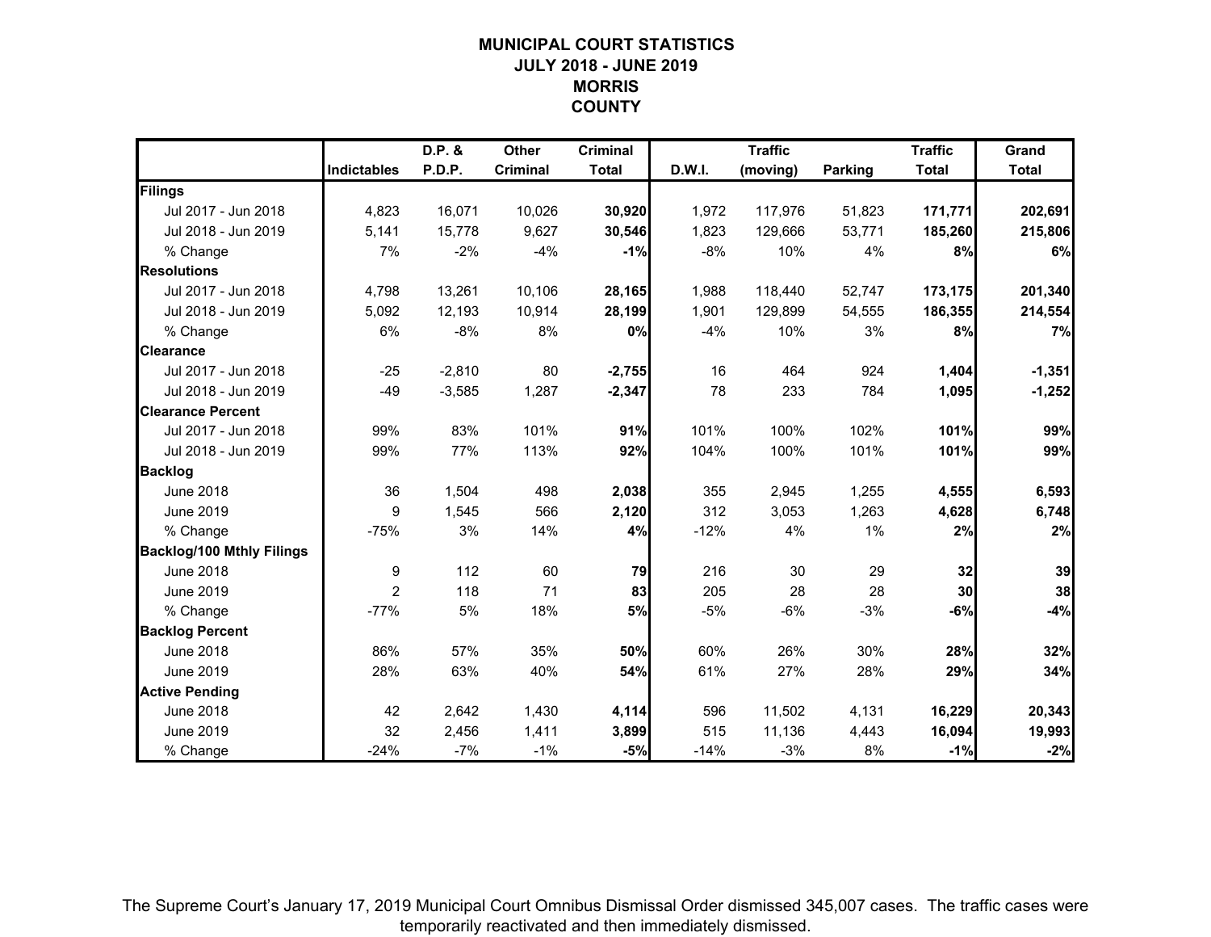# MUNICIPAL COURT STATISTICS
## JULY 2018 - JUNE 2019
## MORRIS COUNTY

| | Indictables | D.P. & P.D.P. | Other Criminal | Criminal Total | D.W.I. | Traffic (moving) | Parking | Traffic Total | Grand Total |
|---|---|---|---|---|---|---|---|---|---|
| **Filings** | | | | | | | | | |
| Jul 2017 - Jun 2018 | 4,823 | 16,071 | 10,026 | **30,920** | 1,972 | 117,976 | 51,823 | **171,771** | **202,691** |
| Jul 2018 - Jun 2019 | 5,141 | 15,778 | 9,627 | **30,546** | 1,823 | 129,666 | 53,771 | **185,260** | **215,806** |
| % Change | 7% | -2% | -4% | **-1%** | -8% | 10% | 4% | **8%** | **6%** |
| **Resolutions** | | | | | | | | | |
| Jul 2017 - Jun 2018 | 4,798 | 13,261 | 10,106 | **28,165** | 1,988 | 118,440 | 52,747 | **173,175** | **201,340** |
| Jul 2018 - Jun 2019 | 5,092 | 12,193 | 10,914 | **28,199** | 1,901 | 129,899 | 54,555 | **186,355** | **214,554** |
| % Change | 6% | -8% | 8% | **0%** | -4% | 10% | 3% | **8%** | **7%** |
| **Clearance** | | | | | | | | | |
| Jul 2017 - Jun 2018 | -25 | -2,810 | 80 | **-2,755** | 16 | 464 | 924 | **1,404** | **-1,351** |
| Jul 2018 - Jun 2019 | -49 | -3,585 | 1,287 | **-2,347** | 78 | 233 | 784 | **1,095** | **-1,252** |
| **Clearance Percent** | | | | | | | | | |
| Jul 2017 - Jun 2018 | 99% | 83% | 101% | **91%** | 101% | 100% | 102% | **101%** | **99%** |
| Jul 2018 - Jun 2019 | 99% | 77% | 113% | **92%** | 104% | 100% | 101% | **101%** | **99%** |
| **Backlog** | | | | | | | | | |
| June 2018 | 36 | 1,504 | 498 | **2,038** | 355 | 2,945 | 1,255 | **4,555** | **6,593** |
| June 2019 | 9 | 1,545 | 566 | **2,120** | 312 | 3,053 | 1,263 | **4,628** | **6,748** |
| % Change | -75% | 3% | 14% | **4%** | -12% | 4% | 1% | **2%** | **2%** |
| **Backlog/100 Mthly Filings** | | | | | | | | | |
| June 2018 | 9 | 112 | 60 | **79** | 216 | 30 | 29 | **32** | **39** |
| June 2019 | 2 | 118 | 71 | **83** | 205 | 28 | 28 | **30** | **38** |
| % Change | -77% | 5% | 18% | **5%** | -5% | -6% | -3% | **-6%** | **-4%** |
| **Backlog Percent** | | | | | | | | | |
| June 2018 | 86% | 57% | 35% | **50%** | 60% | 26% | 30% | **28%** | **32%** |
| June 2019 | 28% | 63% | 40% | **54%** | 61% | 27% | 28% | **29%** | **34%** |
| **Active Pending** | | | | | | | | | |
| June 2018 | 42 | 2,642 | 1,430 | **4,114** | 596 | 11,502 | 4,131 | **16,229** | **20,343** |
| June 2019 | 32 | 2,456 | 1,411 | **3,899** | 515 | 11,136 | 4,443 | **16,094** | **19,993** |
| % Change | -24% | -7% | -1% | **-5%** | -14% | -3% | 8% | **-1%** | **-2%** |

The Supreme Court's January 17, 2019 Municipal Court Omnibus Dismissal Order dismissed 345,007 cases. The traffic cases were temporarily reactivated and then immediately dismissed.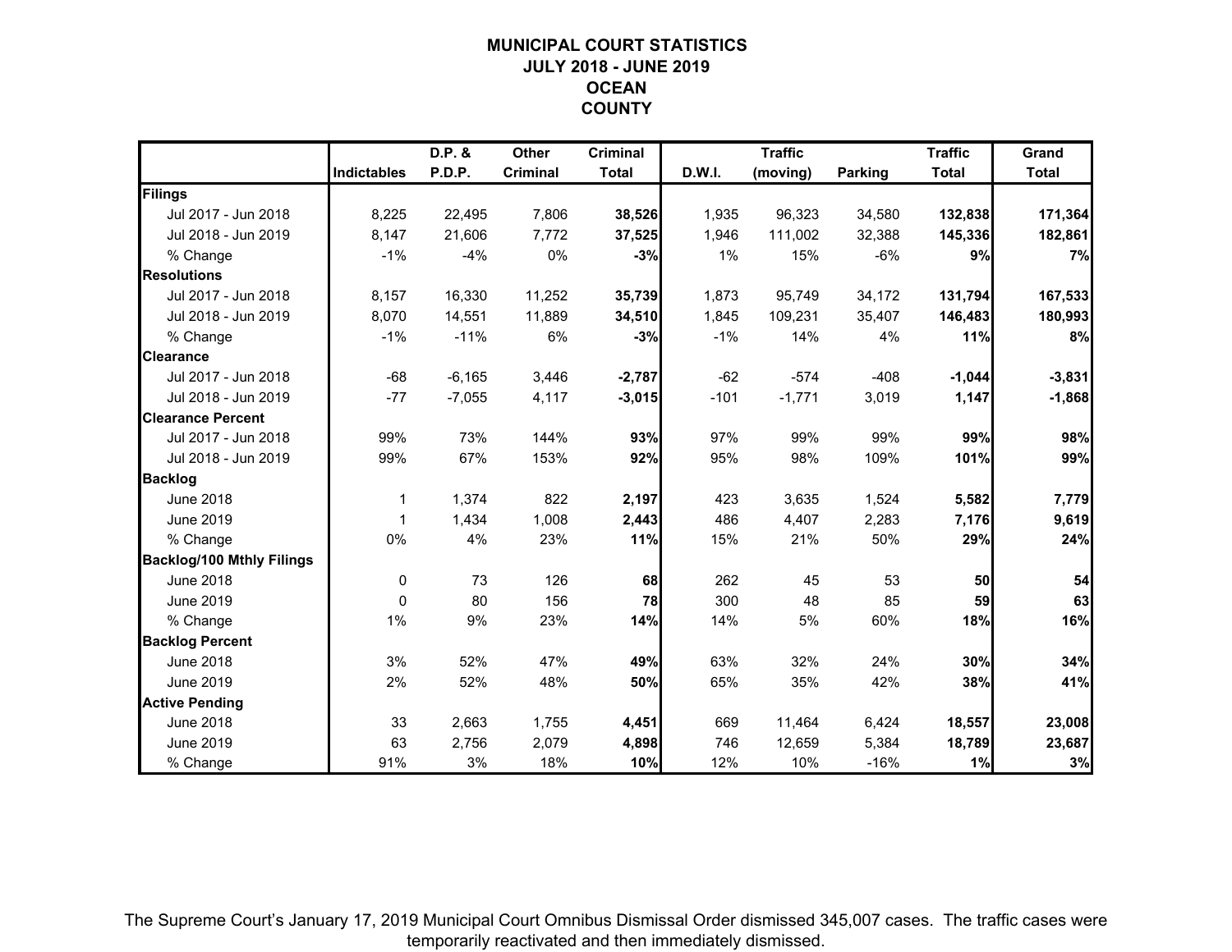# MUNICIPAL COURT STATISTICS
## JULY 2018 - JUNE 2019
## OCEAN
## COUNTY

| | Indictables | D.P. & P.D.P. | Other Criminal | Criminal Total | D.W.I. | Traffic (moving) | Parking | Traffic Total | Grand Total |
|---|---|---|---|---|---|---|---|---|---|
| **Filings** | | | | | | | | | |
| Jul 2017 - Jun 2018 | 8,225 | 22,495 | 7,806 | **38,526** | 1,935 | 96,323 | 34,580 | **132,838** | **171,364** |
| Jul 2018 - Jun 2019 | 8,147 | 21,606 | 7,772 | **37,525** | 1,946 | 111,002 | 32,388 | **145,336** | **182,861** |
| % Change | -1% | -4% | 0% | **-3%** | 1% | 15% | -6% | **9%** | **7%** |
| **Resolutions** | | | | | | | | | |
| Jul 2017 - Jun 2018 | 8,157 | 16,330 | 11,252 | **35,739** | 1,873 | 95,749 | 34,172 | **131,794** | **167,533** |
| Jul 2018 - Jun 2019 | 8,070 | 14,551 | 11,889 | **34,510** | 1,845 | 109,231 | 35,407 | **146,483** | **180,993** |
| % Change | -1% | -11% | 6% | **-3%** | -1% | 14% | 4% | **11%** | **8%** |
| **Clearance** | | | | | | | | | |
| Jul 2017 - Jun 2018 | -68 | -6,165 | 3,446 | **-2,787** | -62 | -574 | -408 | **-1,044** | **-3,831** |
| Jul 2018 - Jun 2019 | -77 | -7,055 | 4,117 | **-3,015** | -101 | -1,771 | 3,019 | **1,147** | **-1,868** |
| **Clearance Percent** | | | | | | | | | |
| Jul 2017 - Jun 2018 | 99% | 73% | 144% | **93%** | 97% | 99% | 99% | **99%** | **98%** |
| Jul 2018 - Jun 2019 | 99% | 67% | 153% | **92%** | 95% | 98% | 109% | **101%** | **99%** |
| **Backlog** | | | | | | | | | |
| June 2018 | 1 | 1,374 | 822 | **2,197** | 423 | 3,635 | 1,524 | **5,582** | **7,779** |
| June 2019 | 1 | 1,434 | 1,008 | **2,443** | 486 | 4,407 | 2,283 | **7,176** | **9,619** |
| % Change | 0% | 4% | 23% | **11%** | 15% | 21% | 50% | **29%** | **24%** |
| **Backlog/100 Mthly Filings** | | | | | | | | | |
| June 2018 | 0 | 73 | 126 | **68** | 262 | 45 | 53 | **50** | **54** |
| June 2019 | 0 | 80 | 156 | **78** | 300 | 48 | 85 | **59** | **63** |
| % Change | 1% | 9% | 23% | **14%** | 14% | 5% | 60% | **18%** | **16%** |
| **Backlog Percent** | | | | | | | | | |
| June 2018 | 3% | 52% | 47% | **49%** | 63% | 32% | 24% | **30%** | **34%** |
| June 2019 | 2% | 52% | 48% | **50%** | 65% | 35% | 42% | **38%** | **41%** |
| **Active Pending** | | | | | | | | | |
| June 2018 | 33 | 2,663 | 1,755 | **4,451** | 669 | 11,464 | 6,424 | **18,557** | **23,008** |
| June 2019 | 63 | 2,756 | 2,079 | **4,898** | 746 | 12,659 | 5,384 | **18,789** | **23,687** |
| % Change | 91% | 3% | 18% | **10%** | 12% | 10% | -16% | **1%** | **3%** |

The Supreme Court's January 17, 2019 Municipal Court Omnibus Dismissal Order dismissed 345,007 cases. The traffic cases were temporarily reactivated and then immediately dismissed.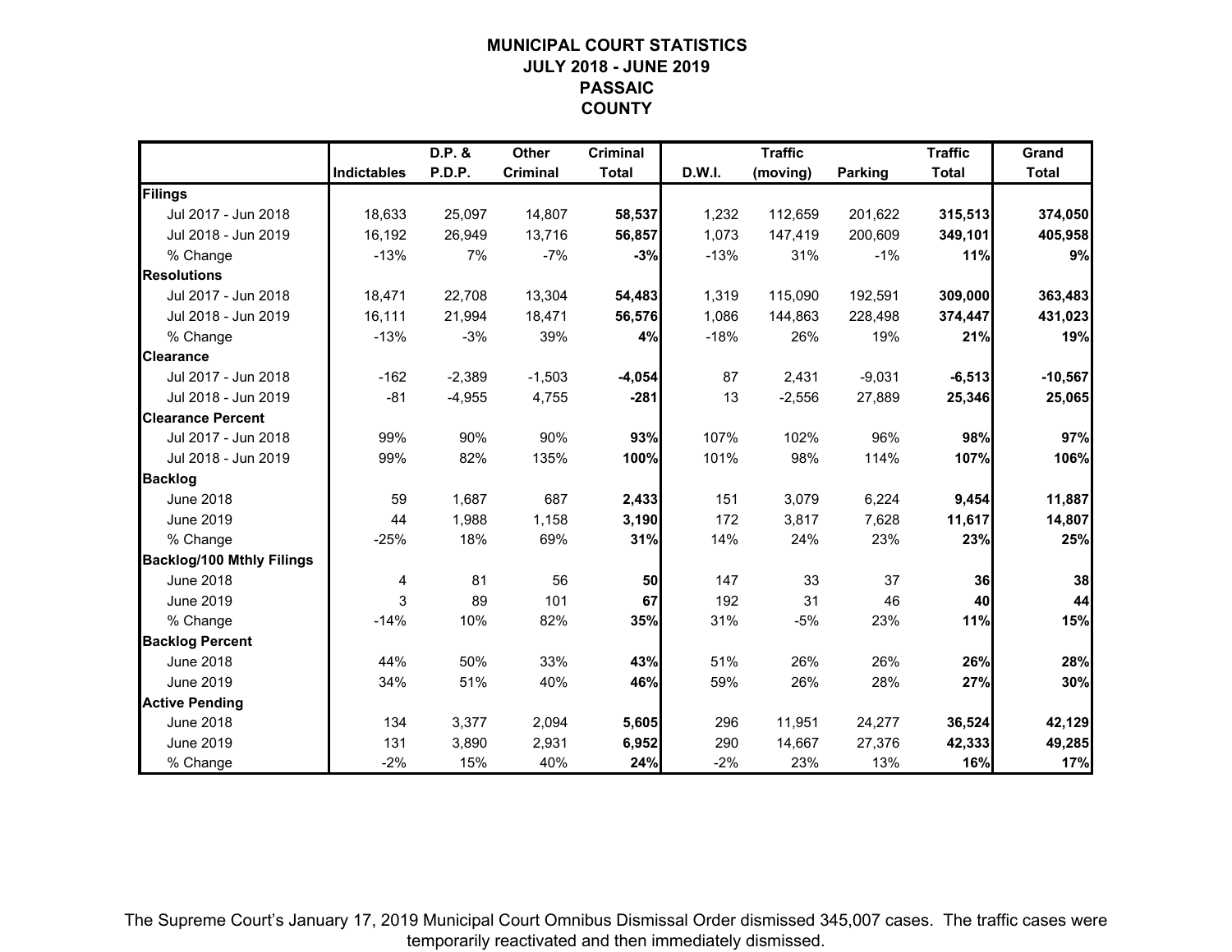# MUNICIPAL COURT STATISTICS
## JULY 2018 - JUNE 2019
## PASSAIC COUNTY

| | Indictables | D.P. & P.D.P. | Other Criminal | Criminal Total | D.W.I. | Traffic (moving) | Parking | Traffic Total | Grand Total |
|---|---|---|---|---|---|---|---|---|---|
| **Filings** | | | | | | | | | |
| Jul 2017 - Jun 2018 | 18,633 | 25,097 | 14,807 | **58,537** | 1,232 | 112,659 | 201,622 | **315,513** | **374,050** |
| Jul 2018 - Jun 2019 | 16,192 | 26,949 | 13,716 | **56,857** | 1,073 | 147,419 | 200,609 | **349,101** | **405,958** |
| % Change | -13% | 7% | -7% | **-3%** | -13% | 31% | -1% | **11%** | **9%** |
| **Resolutions** | | | | | | | | | |
| Jul 2017 - Jun 2018 | 18,471 | 22,708 | 13,304 | **54,483** | 1,319 | 115,090 | 192,591 | **309,000** | **363,483** |
| Jul 2018 - Jun 2019 | 16,111 | 21,994 | 18,471 | **56,576** | 1,086 | 144,863 | 228,498 | **374,447** | **431,023** |
| % Change | -13% | -3% | 39% | **4%** | -18% | 26% | 19% | **21%** | **19%** |
| **Clearance** | | | | | | | | | |
| Jul 2017 - Jun 2018 | -162 | -2,389 | -1,503 | **-4,054** | 87 | 2,431 | -9,031 | **-6,513** | **-10,567** |
| Jul 2018 - Jun 2019 | -81 | -4,955 | 4,755 | **-281** | 13 | -2,556 | 27,889 | **25,346** | **25,065** |
| **Clearance Percent** | | | | | | | | | |
| Jul 2017 - Jun 2018 | 99% | 90% | 90% | **93%** | 107% | 102% | 96% | **98%** | **97%** |
| Jul 2018 - Jun 2019 | 99% | 82% | 135% | **100%** | 101% | 98% | 114% | **107%** | **106%** |
| **Backlog** | | | | | | | | | |
| June 2018 | 59 | 1,687 | 687 | **2,433** | 151 | 3,079 | 6,224 | **9,454** | **11,887** |
| June 2019 | 44 | 1,988 | 1,158 | **3,190** | 172 | 3,817 | 7,628 | **11,617** | **14,807** |
| % Change | -25% | 18% | 69% | **31%** | 14% | 24% | 23% | **23%** | **25%** |
| **Backlog/100 Mthly Filings** | | | | | | | | | |
| June 2018 | 4 | 81 | 56 | **50** | 147 | 33 | 37 | **36** | **38** |
| June 2019 | 3 | 89 | 101 | **67** | 192 | 31 | 46 | **40** | **44** |
| % Change | -14% | 10% | 82% | **35%** | 31% | -5% | 23% | **11%** | **15%** |
| **Backlog Percent** | | | | | | | | | |
| June 2018 | 44% | 50% | 33% | **43%** | 51% | 26% | 26% | **26%** | **28%** |
| June 2019 | 34% | 51% | 40% | **46%** | 59% | 26% | 28% | **27%** | **30%** |
| **Active Pending** | | | | | | | | | |
| June 2018 | 134 | 3,377 | 2,094 | **5,605** | 296 | 11,951 | 24,277 | **36,524** | **42,129** |
| June 2019 | 131 | 3,890 | 2,931 | **6,952** | 290 | 14,667 | 27,376 | **42,333** | **49,285** |
| % Change | -2% | 15% | 40% | **24%** | -2% | 23% | 13% | **16%** | **17%** |

The Supreme Court's January 17, 2019 Municipal Court Omnibus Dismissal Order dismissed 345,007 cases. The traffic cases were temporarily reactivated and then immediately dismissed.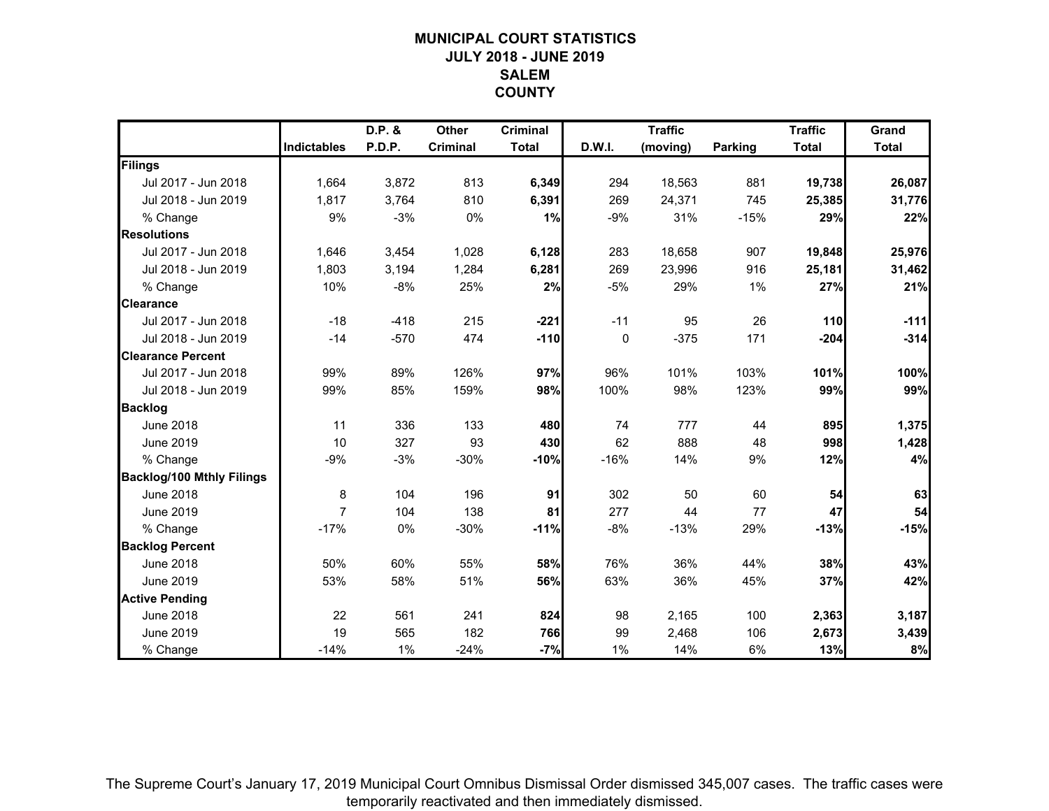# MUNICIPAL COURT STATISTICS
## JULY 2018 - JUNE 2019
## SALEM
## COUNTY

| | Indictables | D.P. & P.D.P. | Other Criminal | Criminal Total | D.W.I. | Traffic (moving) | Parking | Traffic Total | Grand Total |
|---|---|---|---|---|---|---|---|---|---|
| **Filings** | | | | | | | | | |
| Jul 2017 - Jun 2018 | 1,664 | 3,872 | 813 | **6,349** | 294 | 18,563 | 881 | **19,738** | **26,087** |
| Jul 2018 - Jun 2019 | 1,817 | 3,764 | 810 | **6,391** | 269 | 24,371 | 745 | **25,385** | **31,776** |
| % Change | 9% | -3% | 0% | **1%** | -9% | 31% | -15% | **29%** | **22%** |
| **Resolutions** | | | | | | | | | |
| Jul 2017 - Jun 2018 | 1,646 | 3,454 | 1,028 | **6,128** | 283 | 18,658 | 907 | **19,848** | **25,976** |
| Jul 2018 - Jun 2019 | 1,803 | 3,194 | 1,284 | **6,281** | 269 | 23,996 | 916 | **25,181** | **31,462** |
| % Change | 10% | -8% | 25% | **2%** | -5% | 29% | 1% | **27%** | **21%** |
| **Clearance** | | | | | | | | | |
| Jul 2017 - Jun 2018 | -18 | -418 | 215 | **-221** | -11 | 95 | 26 | **110** | **-111** |
| Jul 2018 - Jun 2019 | -14 | -570 | 474 | **-110** | 0 | -375 | 171 | **-204** | **-314** |
| **Clearance Percent** | | | | | | | | | |
| Jul 2017 - Jun 2018 | 99% | 89% | 126% | **97%** | 96% | 101% | 103% | **101%** | **100%** |
| Jul 2018 - Jun 2019 | 99% | 85% | 159% | **98%** | 100% | 98% | 123% | **99%** | **99%** |
| **Backlog** | | | | | | | | | |
| June 2018 | 11 | 336 | 133 | **480** | 74 | 777 | 44 | **895** | **1,375** |
| June 2019 | 10 | 327 | 93 | **430** | 62 | 888 | 48 | **998** | **1,428** |
| % Change | -9% | -3% | -30% | **-10%** | -16% | 14% | 9% | **12%** | **4%** |
| **Backlog/100 Mthly Filings** | | | | | | | | | |
| June 2018 | 8 | 104 | 196 | **91** | 302 | 50 | 60 | **54** | **63** |
| June 2019 | 7 | 104 | 138 | **81** | 277 | 44 | 77 | **47** | **54** |
| % Change | -17% | 0% | -30% | **-11%** | -8% | -13% | 29% | **-13%** | **-15%** |
| **Backlog Percent** | | | | | | | | | |
| June 2018 | 50% | 60% | 55% | **58%** | 76% | 36% | 44% | **38%** | **43%** |
| June 2019 | 53% | 58% | 51% | **56%** | 63% | 36% | 45% | **37%** | **42%** |
| **Active Pending** | | | | | | | | | |
| June 2018 | 22 | 561 | 241 | **824** | 98 | 2,165 | 100 | **2,363** | **3,187** |
| June 2019 | 19 | 565 | 182 | **766** | 99 | 2,468 | 106 | **2,673** | **3,439** |
| % Change | -14% | 1% | -24% | **-7%** | 1% | 14% | 6% | **13%** | **8%** |

The Supreme Court's January 17, 2019 Municipal Court Omnibus Dismissal Order dismissed 345,007 cases. The traffic cases were temporarily reactivated and then immediately dismissed.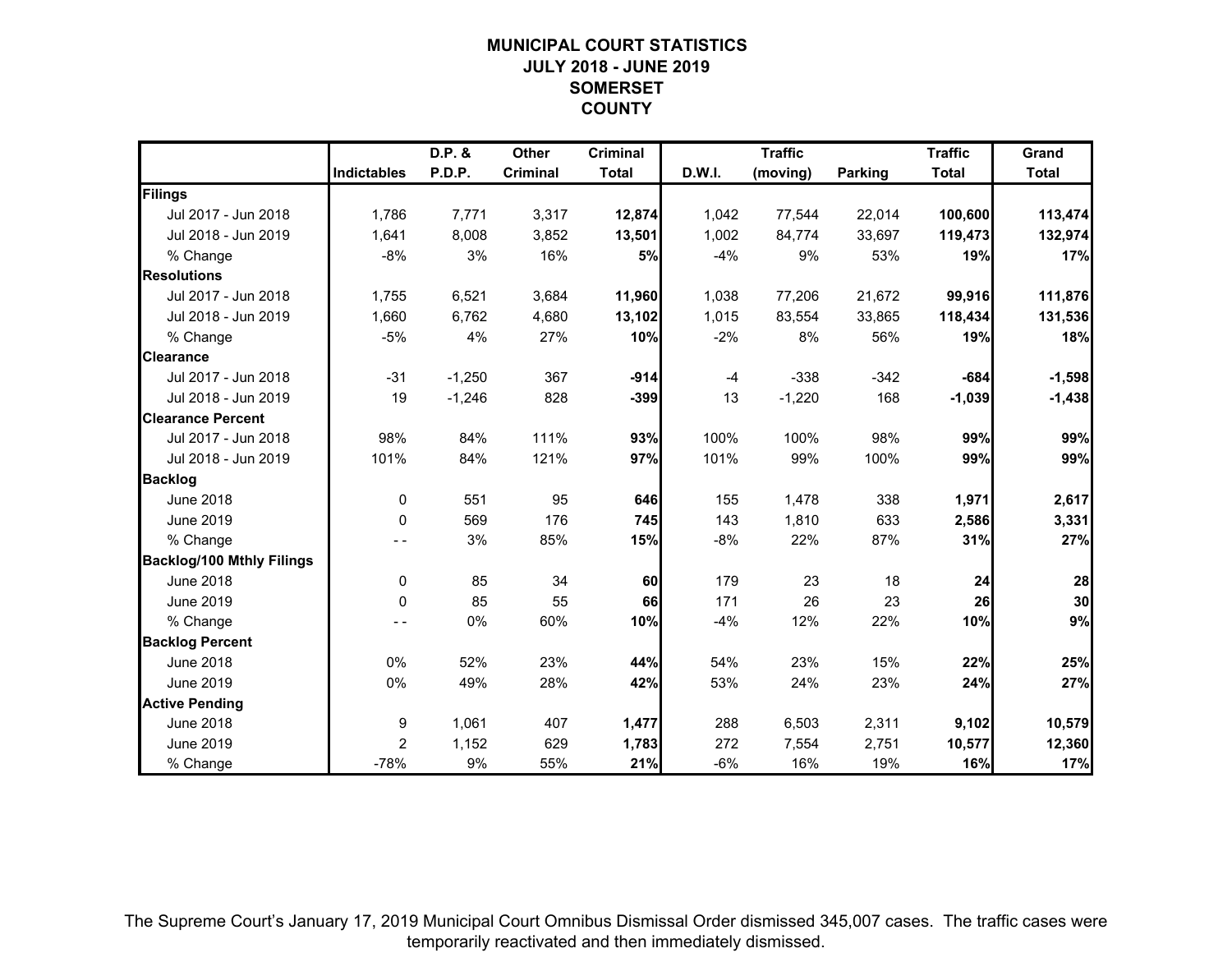# MUNICIPAL COURT STATISTICS
## JULY 2018 - JUNE 2019
## SOMERSET COUNTY

| | Indictables | D.P. & P.D.P. | Other Criminal | Criminal Total | D.W.I. | Traffic (moving) | Parking | Traffic Total | Grand Total |
|---|---|---|---|---|---|---|---|---|---|
| **Filings** | | | | | | | | | |
| Jul 2017 - Jun 2018 | 1,786 | 7,771 | 3,317 | **12,874** | 1,042 | 77,544 | 22,014 | **100,600** | **113,474** |
| Jul 2018 - Jun 2019 | 1,641 | 8,008 | 3,852 | **13,501** | 1,002 | 84,774 | 33,697 | **119,473** | **132,974** |
| % Change | -8% | 3% | 16% | **5%** | -4% | 9% | 53% | **19%** | **17%** |
| **Resolutions** | | | | | | | | | |
| Jul 2017 - Jun 2018 | 1,755 | 6,521 | 3,684 | **11,960** | 1,038 | 77,206 | 21,672 | **99,916** | **111,876** |
| Jul 2018 - Jun 2019 | 1,660 | 6,762 | 4,680 | **13,102** | 1,015 | 83,554 | 33,865 | **118,434** | **131,536** |
| % Change | -5% | 4% | 27% | **10%** | -2% | 8% | 56% | **19%** | **18%** |
| **Clearance** | | | | | | | | | |
| Jul 2017 - Jun 2018 | -31 | -1,250 | 367 | **-914** | -4 | -338 | -342 | **-684** | **-1,598** |
| Jul 2018 - Jun 2019 | 19 | -1,246 | 828 | **-399** | 13 | -1,220 | 168 | **-1,039** | **-1,438** |
| **Clearance Percent** | | | | | | | | | |
| Jul 2017 - Jun 2018 | 98% | 84% | 111% | **93%** | 100% | 100% | 98% | **99%** | **99%** |
| Jul 2018 - Jun 2019 | 101% | 84% | 121% | **97%** | 101% | 99% | 100% | **99%** | **99%** |
| **Backlog** | | | | | | | | | |
| June 2018 | 0 | 551 | 95 | **646** | 155 | 1,478 | 338 | **1,971** | **2,617** |
| June 2019 | 0 | 569 | 176 | **745** | 143 | 1,810 | 633 | **2,586** | **3,331** |
| % Change | - - | 3% | 85% | **15%** | -8% | 22% | 87% | **31%** | **27%** |
| **Backlog/100 Mthly Filings** | | | | | | | | | |
| June 2018 | 0 | 85 | 34 | **60** | 179 | 23 | 18 | **24** | **28** |
| June 2019 | 0 | 85 | 55 | **66** | 171 | 26 | 23 | **26** | **30** |
| % Change | - - | 0% | 60% | **10%** | -4% | 12% | 22% | **10%** | **9%** |
| **Backlog Percent** | | | | | | | | | |
| June 2018 | 0% | 52% | 23% | **44%** | 54% | 23% | 15% | **22%** | **25%** |
| June 2019 | 0% | 49% | 28% | **42%** | 53% | 24% | 23% | **24%** | **27%** |
| **Active Pending** | | | | | | | | | |
| June 2018 | 9 | 1,061 | 407 | **1,477** | 288 | 6,503 | 2,311 | **9,102** | **10,579** |
| June 2019 | 2 | 1,152 | 629 | **1,783** | 272 | 7,554 | 2,751 | **10,577** | **12,360** |
| % Change | -78% | 9% | 55% | **21%** | -6% | 16% | 19% | **16%** | **17%** |

The Supreme Court's January 17, 2019 Municipal Court Omnibus Dismissal Order dismissed 345,007 cases. The traffic cases were temporarily reactivated and then immediately dismissed.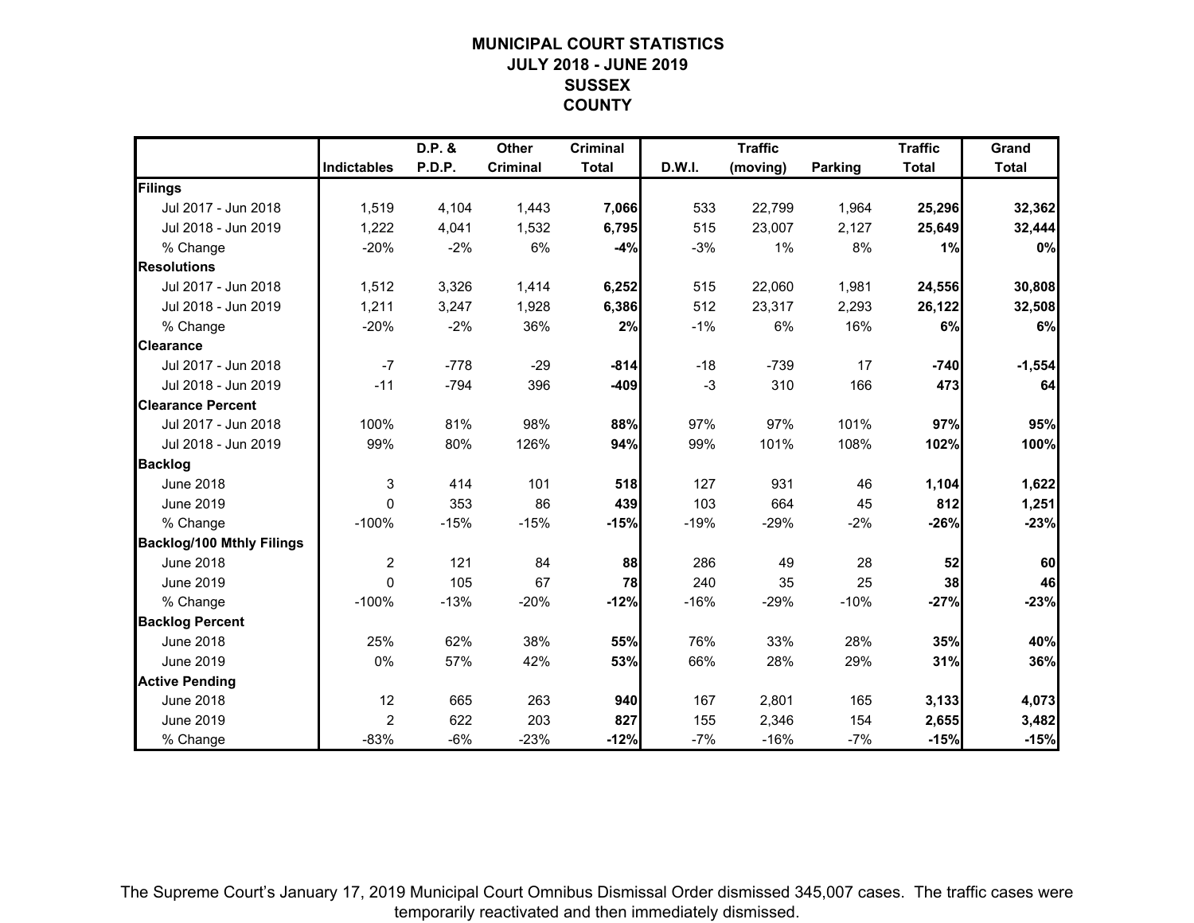# MUNICIPAL COURT STATISTICS
## JULY 2018 - JUNE 2019
## SUSSEX COUNTY

| | Indictables | D.P. & P.D.P. | Other Criminal | Criminal Total | D.W.I. | Traffic (moving) | Parking | Traffic Total | Grand Total |
|---|---|---|---|---|---|---|---|---|---|
| **Filings** | | | | | | | | | |
| Jul 2017 - Jun 2018 | 1,519 | 4,104 | 1,443 | **7,066** | 533 | 22,799 | 1,964 | **25,296** | **32,362** |
| Jul 2018 - Jun 2019 | 1,222 | 4,041 | 1,532 | **6,795** | 515 | 23,007 | 2,127 | **25,649** | **32,444** |
| % Change | -20% | -2% | 6% | **-4%** | -3% | 1% | 8% | **1%** | **0%** |
| **Resolutions** | | | | | | | | | |
| Jul 2017 - Jun 2018 | 1,512 | 3,326 | 1,414 | **6,252** | 515 | 22,060 | 1,981 | **24,556** | **30,808** |
| Jul 2018 - Jun 2019 | 1,211 | 3,247 | 1,928 | **6,386** | 512 | 23,317 | 2,293 | **26,122** | **32,508** |
| % Change | -20% | -2% | 36% | **2%** | -1% | 6% | 16% | **6%** | **6%** |
| **Clearance** | | | | | | | | | |
| Jul 2017 - Jun 2018 | -7 | -778 | -29 | **-814** | -18 | -739 | 17 | **-740** | **-1,554** |
| Jul 2018 - Jun 2019 | -11 | -794 | 396 | **-409** | -3 | 310 | 166 | **473** | **64** |
| **Clearance Percent** | | | | | | | | | |
| Jul 2017 - Jun 2018 | 100% | 81% | 98% | **88%** | 97% | 97% | 101% | **97%** | **95%** |
| Jul 2018 - Jun 2019 | 99% | 80% | 126% | **94%** | 99% | 101% | 108% | **102%** | **100%** |
| **Backlog** | | | | | | | | | |
| June 2018 | 3 | 414 | 101 | **518** | 127 | 931 | 46 | **1,104** | **1,622** |
| June 2019 | 0 | 353 | 86 | **439** | 103 | 664 | 45 | **812** | **1,251** |
| % Change | -100% | -15% | -15% | **-15%** | -19% | -29% | -2% | **-26%** | **-23%** |
| **Backlog/100 Mthly Filings** | | | | | | | | | |
| June 2018 | 2 | 121 | 84 | **88** | 286 | 49 | 28 | **52** | **60** |
| June 2019 | 0 | 105 | 67 | **78** | 240 | 35 | 25 | **38** | **46** |
| % Change | -100% | -13% | -20% | **-12%** | -16% | -29% | -10% | **-27%** | **-23%** |
| **Backlog Percent** | | | | | | | | | |
| June 2018 | 25% | 62% | 38% | **55%** | 76% | 33% | 28% | **35%** | **40%** |
| June 2019 | 0% | 57% | 42% | **53%** | 66% | 28% | 29% | **31%** | **36%** |
| **Active Pending** | | | | | | | | | |
| June 2018 | 12 | 665 | 263 | **940** | 167 | 2,801 | 165 | **3,133** | **4,073** |
| June 2019 | 2 | 622 | 203 | **827** | 155 | 2,346 | 154 | **2,655** | **3,482** |
| % Change | -83% | -6% | -23% | **-12%** | -7% | -16% | -7% | **-15%** | **-15%** |

The Supreme Court's January 17, 2019 Municipal Court Omnibus Dismissal Order dismissed 345,007 cases. The traffic cases were temporarily reactivated and then immediately dismissed.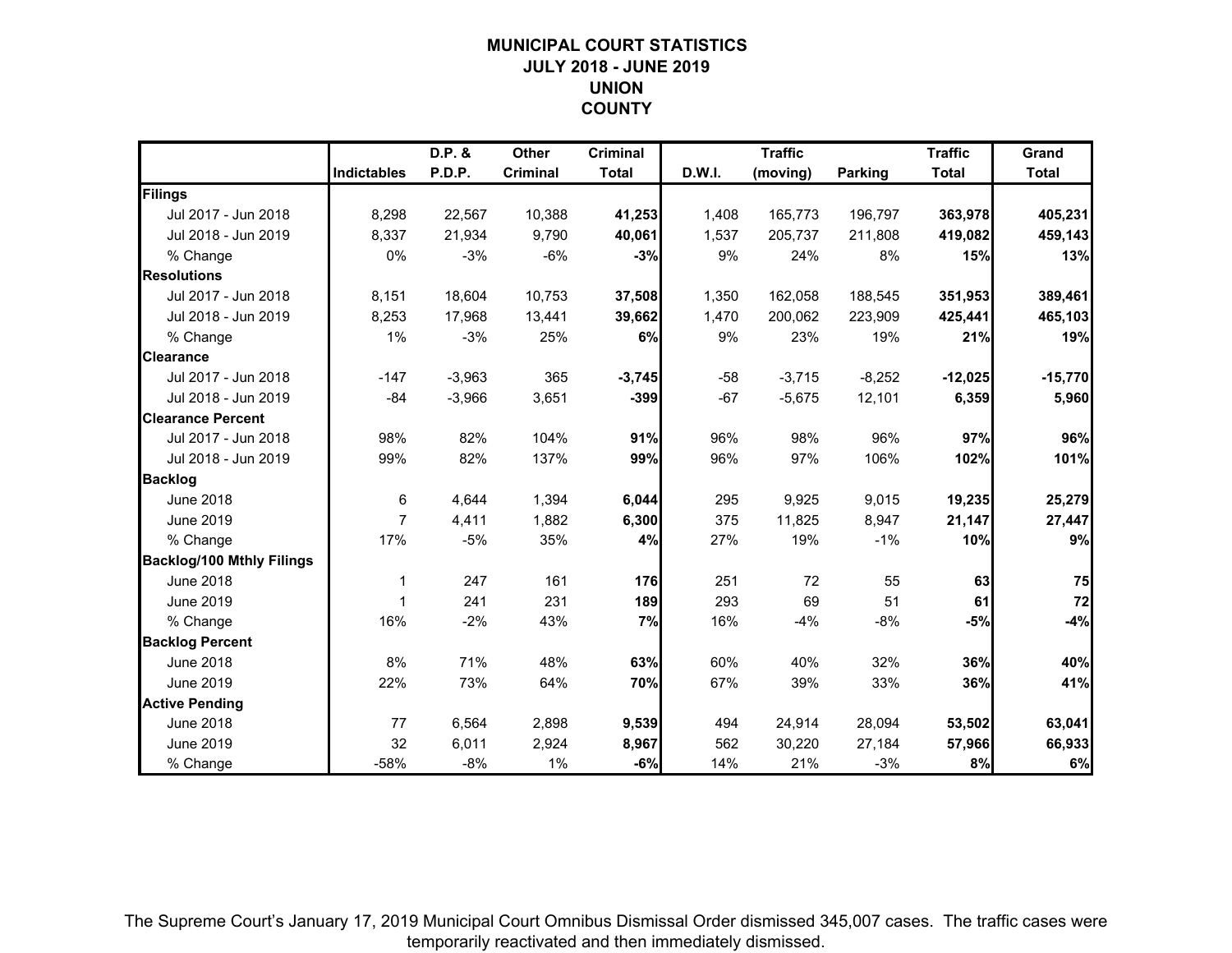# MUNICIPAL COURT STATISTICS
## JULY 2018 - JUNE 2019
## UNION
## COUNTY

| | Indictables | D.P. & P.D.P. | Other Criminal | Criminal Total | D.W.I. | Traffic (moving) | Parking | Traffic Total | Grand Total |
|---|---|---|---|---|---|---|---|---|---|
| **Filings** | | | | | | | | | |
| Jul 2017 - Jun 2018 | 8,298 | 22,567 | 10,388 | **41,253** | 1,408 | 165,773 | 196,797 | **363,978** | **405,231** |
| Jul 2018 - Jun 2019 | 8,337 | 21,934 | 9,790 | **40,061** | 1,537 | 205,737 | 211,808 | **419,082** | **459,143** |
| % Change | 0% | -3% | -6% | **-3%** | 9% | 24% | 8% | **15%** | **13%** |
| **Resolutions** | | | | | | | | | |
| Jul 2017 - Jun 2018 | 8,151 | 18,604 | 10,753 | **37,508** | 1,350 | 162,058 | 188,545 | **351,953** | **389,461** |
| Jul 2018 - Jun 2019 | 8,253 | 17,968 | 13,441 | **39,662** | 1,470 | 200,062 | 223,909 | **425,441** | **465,103** |
| % Change | 1% | -3% | 25% | **6%** | 9% | 23% | 19% | **21%** | **19%** |
| **Clearance** | | | | | | | | | |
| Jul 2017 - Jun 2018 | -147 | -3,963 | 365 | **-3,745** | -58 | -3,715 | -8,252 | **-12,025** | **-15,770** |
| Jul 2018 - Jun 2019 | -84 | -3,966 | 3,651 | **-399** | -67 | -5,675 | 12,101 | **6,359** | **5,960** |
| **Clearance Percent** | | | | | | | | | |
| Jul 2017 - Jun 2018 | 98% | 82% | 104% | **91%** | 96% | 98% | 96% | **97%** | **96%** |
| Jul 2018 - Jun 2019 | 99% | 82% | 137% | **99%** | 96% | 97% | 106% | **102%** | **101%** |
| **Backlog** | | | | | | | | | |
| June 2018 | 6 | 4,644 | 1,394 | **6,044** | 295 | 9,925 | 9,015 | **19,235** | **25,279** |
| June 2019 | 7 | 4,411 | 1,882 | **6,300** | 375 | 11,825 | 8,947 | **21,147** | **27,447** |
| % Change | 17% | -5% | 35% | **4%** | 27% | 19% | -1% | **10%** | **9%** |
| **Backlog/100 Mthly Filings** | | | | | | | | | |
| June 2018 | 1 | 247 | 161 | **176** | 251 | 72 | 55 | **63** | **75** |
| June 2019 | 1 | 241 | 231 | **189** | 293 | 69 | 51 | **61** | **72** |
| % Change | 16% | -2% | 43% | **7%** | 16% | -4% | -8% | **-5%** | **-4%** |
| **Backlog Percent** | | | | | | | | | |
| June 2018 | 8% | 71% | 48% | **63%** | 60% | 40% | 32% | **36%** | **40%** |
| June 2019 | 22% | 73% | 64% | **70%** | 67% | 39% | 33% | **36%** | **41%** |
| **Active Pending** | | | | | | | | | |
| June 2018 | 77 | 6,564 | 2,898 | **9,539** | 494 | 24,914 | 28,094 | **53,502** | **63,041** |
| June 2019 | 32 | 6,011 | 2,924 | **8,967** | 562 | 30,220 | 27,184 | **57,966** | **66,933** |
| % Change | -58% | -8% | 1% | **-6%** | 14% | 21% | -3% | **8%** | **6%** |

The Supreme Court's January 17, 2019 Municipal Court Omnibus Dismissal Order dismissed 345,007 cases. The traffic cases were temporarily reactivated and then immediately dismissed.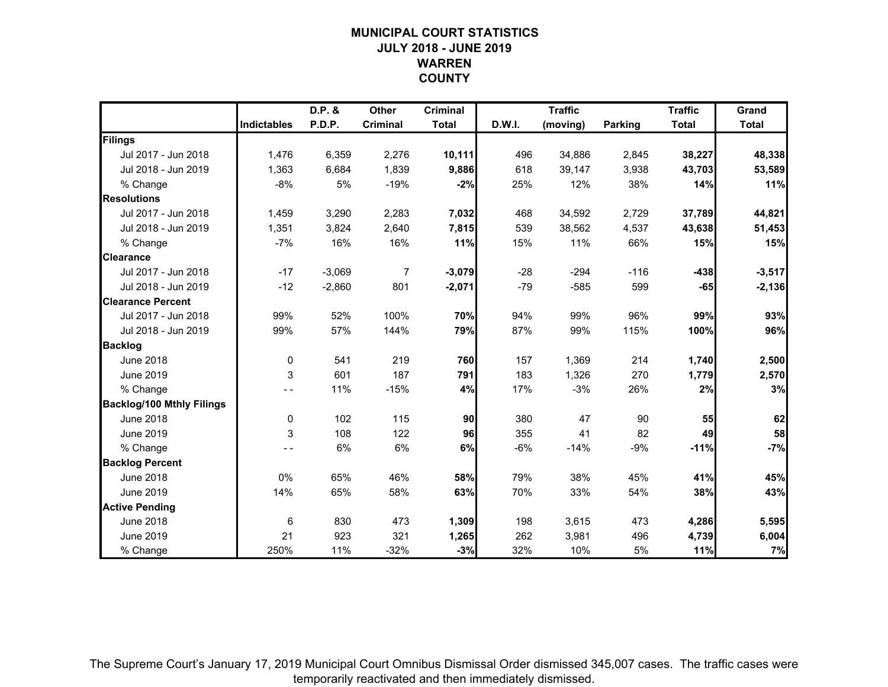# MUNICIPAL COURT STATISTICS
## JULY 2018 - JUNE 2019
## WARREN COUNTY

| | Indictables | D.P. & P.D.P. | Other Criminal | Criminal Total | D.W.I. | Traffic (moving) | Parking | Traffic Total | Grand Total |
|---|---|---|---|---|---|---|---|---|---|
| **Filings** | | | | | | | | | |
| Jul 2017 - Jun 2018 | 1,476 | 6,359 | 2,276 | **10,111** | 496 | 34,886 | 2,845 | **38,227** | **48,338** |
| Jul 2018 - Jun 2019 | 1,363 | 6,684 | 1,839 | **9,886** | 618 | 39,147 | 3,938 | **43,703** | **53,589** |
| % Change | -8% | 5% | -19% | **-2%** | 25% | 12% | 38% | **14%** | **11%** |
| **Resolutions** | | | | | | | | | |
| Jul 2017 - Jun 2018 | 1,459 | 3,290 | 2,283 | **7,032** | 468 | 34,592 | 2,729 | **37,789** | **44,821** |
| Jul 2018 - Jun 2019 | 1,351 | 3,824 | 2,640 | **7,815** | 539 | 38,562 | 4,537 | **43,638** | **51,453** |
| % Change | -7% | 16% | 16% | **11%** | 15% | 11% | 66% | **15%** | **15%** |
| **Clearance** | | | | | | | | | |
| Jul 2017 - Jun 2018 | -17 | -3,069 | 7 | **-3,079** | -28 | -294 | -116 | **-438** | **-3,517** |
| Jul 2018 - Jun 2019 | -12 | -2,860 | 801 | **-2,071** | -79 | -585 | 599 | **-65** | **-2,136** |
| **Clearance Percent** | | | | | | | | | |
| Jul 2017 - Jun 2018 | 99% | 52% | 100% | **70%** | 94% | 99% | 96% | **99%** | **93%** |
| Jul 2018 - Jun 2019 | 99% | 57% | 144% | **79%** | 87% | 99% | 115% | **100%** | **96%** |
| **Backlog** | | | | | | | | | |
| June 2018 | 0 | 541 | 219 | **760** | 157 | 1,369 | 214 | **1,740** | **2,500** |
| June 2019 | 3 | 601 | 187 | **791** | 183 | 1,326 | 270 | **1,779** | **2,570** |
| % Change | - - | 11% | -15% | **4%** | 17% | -3% | 26% | **2%** | **3%** |
| **Backlog/100 Mthly Filings** | | | | | | | | | |
| June 2018 | 0 | 102 | 115 | **90** | 380 | 47 | 90 | **55** | **62** |
| June 2019 | 3 | 108 | 122 | **96** | 355 | 41 | 82 | **49** | **58** |
| % Change | - - | 6% | 6% | **6%** | -6% | -14% | -9% | **-11%** | **-7%** |
| **Backlog Percent** | | | | | | | | | |
| June 2018 | 0% | 65% | 46% | **58%** | 79% | 38% | 45% | **41%** | **45%** |
| June 2019 | 14% | 65% | 58% | **63%** | 70% | 33% | 54% | **38%** | **43%** |
| **Active Pending** | | | | | | | | | |
| June 2018 | 6 | 830 | 473 | **1,309** | 198 | 3,615 | 473 | **4,286** | **5,595** |
| June 2019 | 21 | 923 | 321 | **1,265** | 262 | 3,981 | 496 | **4,739** | **6,004** |
| % Change | 250% | 11% | -32% | **-3%** | 32% | 10% | 5% | **11%** | **7%** |

The Supreme Court's January 17, 2019 Municipal Court Omnibus Dismissal Order dismissed 345,007 cases. The traffic cases were temporarily reactivated and then immediately dismissed.